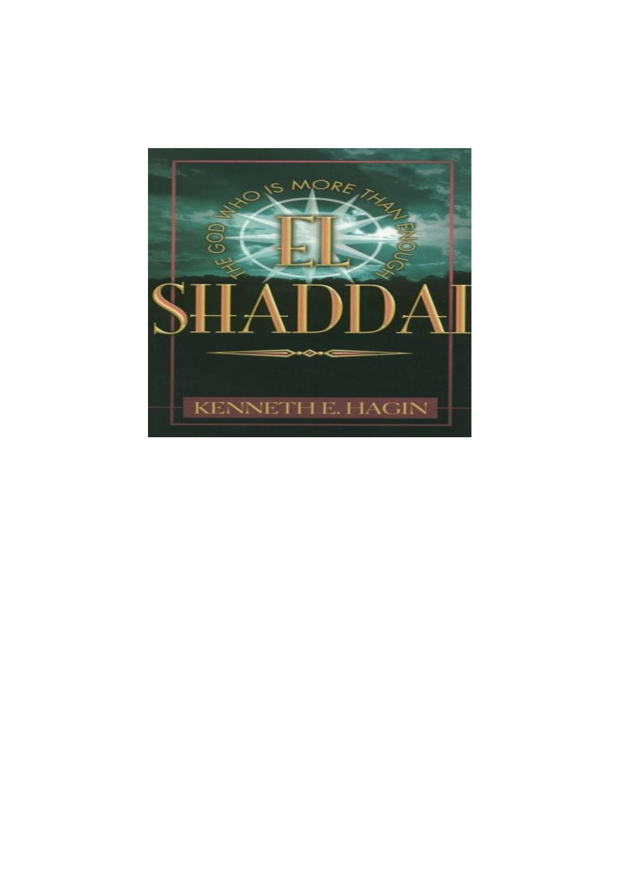# EL SHADDAI

THE GOD WHO IS MORE THAN ENOUGH

KENNETH E. HAGIN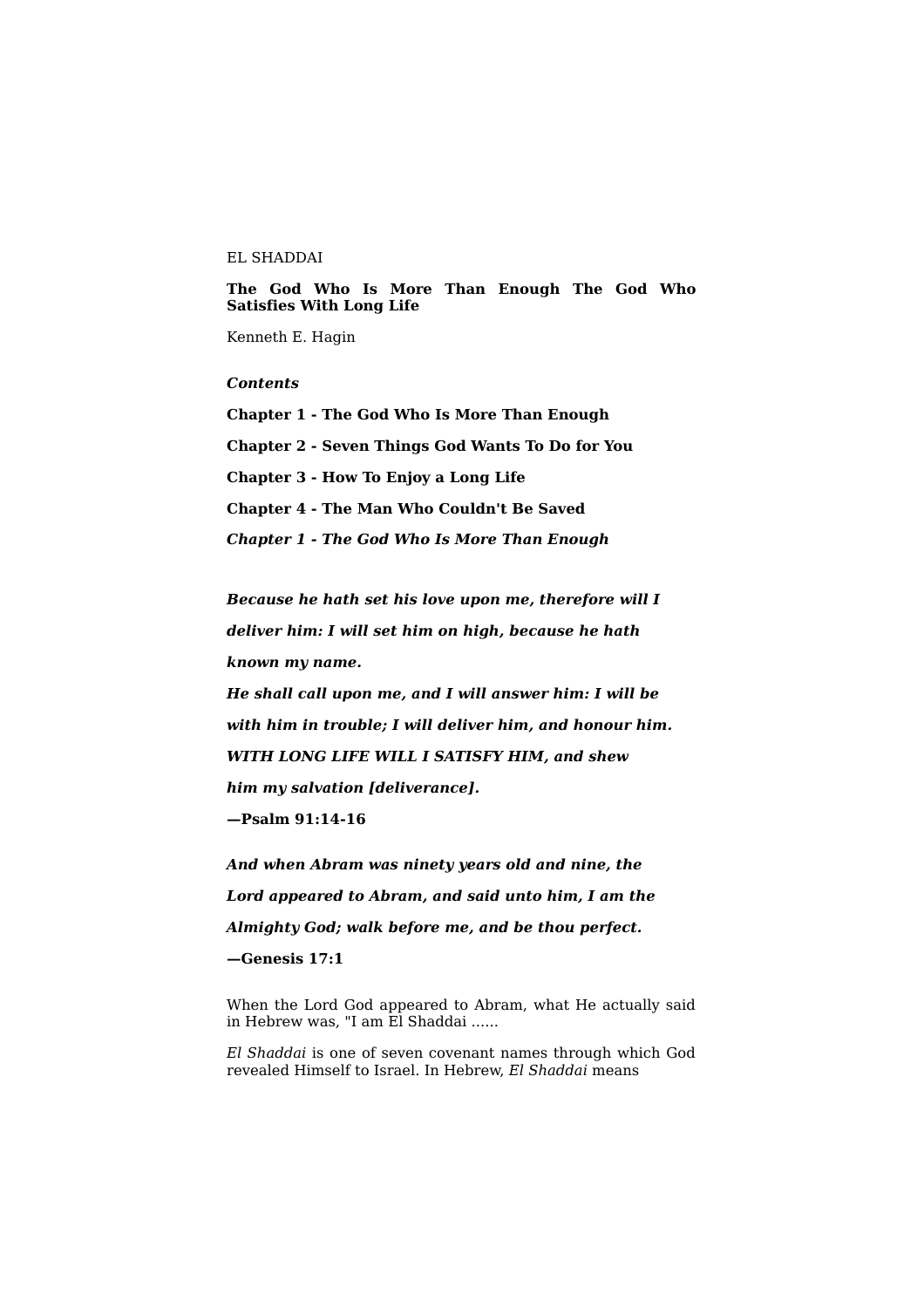EL SHADDAI

**The God Who Is More Than Enough The God Who Satisfies With Long Life**

Kenneth E. Hagin

***Contents***

**Chapter 1 - The God Who Is More Than Enough**

**Chapter 2 - Seven Things God Wants To Do for You**

**Chapter 3 - How To Enjoy a Long Life**

**Chapter 4 - The Man Who Couldn't Be Saved**

## *Chapter 1 - The God Who Is More Than Enough*

***Because he hath set his love upon me, therefore will I***

***deliver him: I will set him on high, because he hath***

***known my name.***

***He shall call upon me, and I will answer him: I will be***

***with him in trouble; I will deliver him, and honour him.***

***WITH LONG LIFE WILL I SATISFY HIM, and shew***

***him my salvation [deliverance].***

**—Psalm 91:14-16**

***And when Abram was ninety years old and nine, the***

***Lord appeared to Abram, and said unto him, I am the***

***Almighty God; walk before me, and be thou perfect.***

**—Genesis 17:1**

When the Lord God appeared to Abram, what He actually said in Hebrew was, "I am El Shaddai ......

*El Shaddai* is one of seven covenant names through which God revealed Himself to Israel. In Hebrew, *El Shaddai* means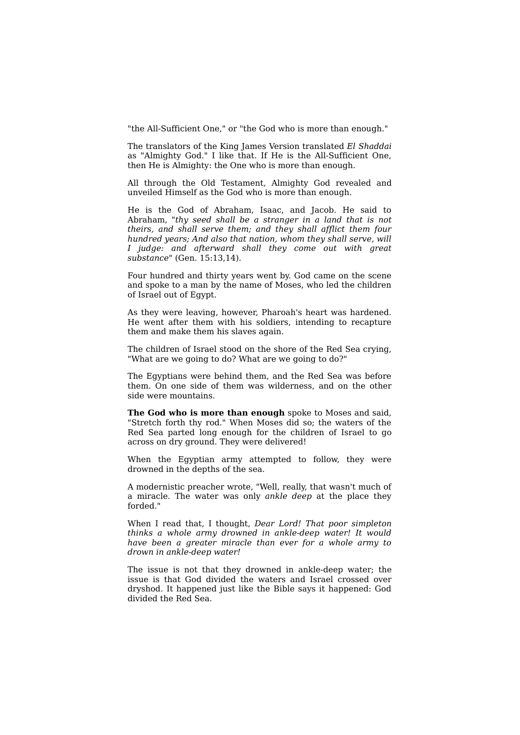"the All-Sufficient One," or "the God who is more than enough."

The translators of the King James Version translated *El Shaddai* as "Almighty God." I like that. If He is the All-Sufficient One, then He is Almighty: the One who is more than enough.

All through the Old Testament, Almighty God revealed and unveiled Himself as the God who is more than enough.

He is the God of Abraham, Isaac, and Jacob. He said to Abraham, "*thy seed shall be a stranger in a land that is not theirs, and shall serve them; and they shall afflict them four hundred years; And also that nation, whom they shall serve, will I judge: and afterward shall they come out with great substance*" (Gen. 15:13,14).

Four hundred and thirty years went by. God came on the scene and spoke to a man by the name of Moses, who led the children of Israel out of Egypt.

As they were leaving, however, Pharoah's heart was hardened. He went after them with his soldiers, intending to recapture them and make them his slaves again.

The children of Israel stood on the shore of the Red Sea crying, "What are we going to do? What are we going to do?"

The Egyptians were behind them, and the Red Sea was before them. On one side of them was wilderness, and on the other side were mountains.

**The God who is more than enough** spoke to Moses and said, "Stretch forth thy rod." When Moses did so; the waters of the Red Sea parted long enough for the children of Israel to go across on dry ground. They were delivered!

When the Egyptian army attempted to follow, they were drowned in the depths of the sea.

A modernistic preacher wrote, "Well, really, that wasn't much of a miracle. The water was only *ankle deep* at the place they forded."

When I read that, I thought, *Dear Lord! That poor simpleton thinks a whole army drowned in ankle-deep water! It would have been a greater miracle than ever for a whole army to drown in ankle-deep water!*

The issue is not that they drowned in ankle-deep water; the issue is that God divided the waters and Israel crossed over dryshod. It happened just like the Bible says it happened: God divided the Red Sea.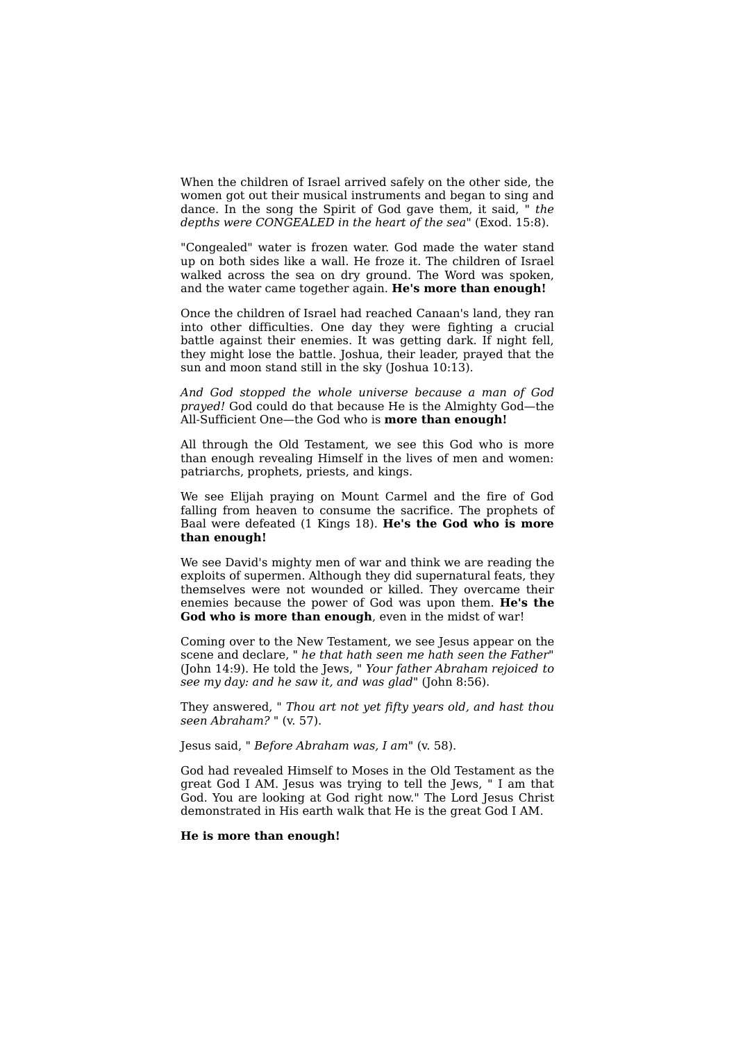When the children of Israel arrived safely on the other side, the women got out their musical instruments and began to sing and dance. In the song the Spirit of God gave them, it said, " *the depths were CONGEALED in the heart of the sea*" (Exod. 15:8).

"Congealed" water is frozen water. God made the water stand up on both sides like a wall. He froze it. The children of Israel walked across the sea on dry ground. The Word was spoken, and the water came together again. **He's more than enough!**

Once the children of Israel had reached Canaan's land, they ran into other difficulties. One day they were fighting a crucial battle against their enemies. It was getting dark. If night fell, they might lose the battle. Joshua, their leader, prayed that the sun and moon stand still in the sky (Joshua 10:13).

*And God stopped the whole universe because a man of God prayed!* God could do that because He is the Almighty God—the All-Sufficient One—the God who is **more than enough!**

All through the Old Testament, we see this God who is more than enough revealing Himself in the lives of men and women: patriarchs, prophets, priests, and kings.

We see Elijah praying on Mount Carmel and the fire of God falling from heaven to consume the sacrifice. The prophets of Baal were defeated (1 Kings 18). **He's the God who is more than enough!**

We see David's mighty men of war and think we are reading the exploits of supermen. Although they did supernatural feats, they themselves were not wounded or killed. They overcame their enemies because the power of God was upon them. **He's the God who is more than enough**, even in the midst of war!

Coming over to the New Testament, we see Jesus appear on the scene and declare, " *he that hath seen me hath seen the Father*" (John 14:9). He told the Jews, " *Your father Abraham rejoiced to see my day: and he saw it, and was glad*" (John 8:56).

They answered, " *Thou art not yet fifty years old, and hast thou seen Abraham?* " (v. 57).

Jesus said, " *Before Abraham was, I am*" (v. 58).

God had revealed Himself to Moses in the Old Testament as the great God I AM. Jesus was trying to tell the Jews, " I am that God. You are looking at God right now." The Lord Jesus Christ demonstrated in His earth walk that He is the great God I AM.

**He is more than enough!**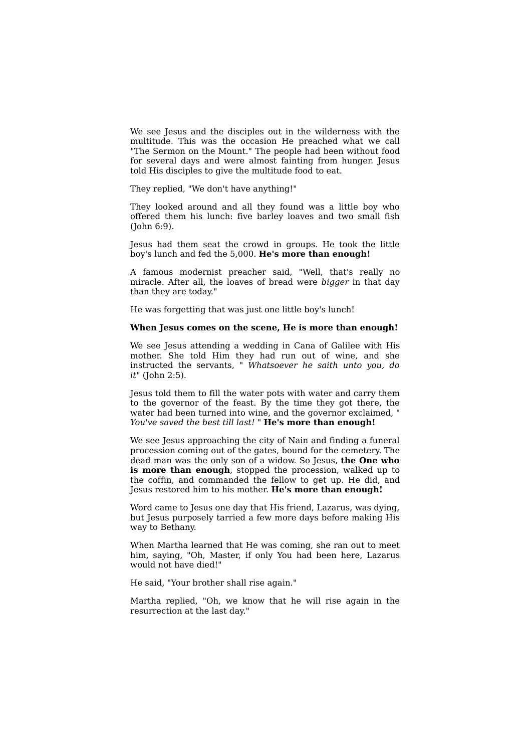We see Jesus and the disciples out in the wilderness with the multitude. This was the occasion He preached what we call "The Sermon on the Mount." The people had been without food for several days and were almost fainting from hunger. Jesus told His disciples to give the multitude food to eat.

They replied, "We don't have anything!"

They looked around and all they found was a little boy who offered them his lunch: five barley loaves and two small fish (John 6:9).

Jesus had them seat the crowd in groups. He took the little boy's lunch and fed the 5,000. **He's more than enough!**

A famous modernist preacher said, "Well, that's really no miracle. After all, the loaves of bread were *bigger* in that day than they are today."

He was forgetting that was just one little boy's lunch!

**When Jesus comes on the scene, He is more than enough!**

We see Jesus attending a wedding in Cana of Galilee with His mother. She told Him they had run out of wine, and she instructed the servants, " *Whatsoever he saith unto you, do it*" (John 2:5).

Jesus told them to fill the water pots with water and carry them to the governor of the feast. By the time they got there, the water had been turned into wine, and the governor exclaimed, " *You've saved the best till last!* " **He's more than enough!**

We see Jesus approaching the city of Nain and finding a funeral procession coming out of the gates, bound for the cemetery. The dead man was the only son of a widow. So Jesus, **the One who is more than enough**, stopped the procession, walked up to the coffin, and commanded the fellow to get up. He did, and Jesus restored him to his mother. **He's more than enough!**

Word came to Jesus one day that His friend, Lazarus, was dying, but Jesus purposely tarried a few more days before making His way to Bethany.

When Martha learned that He was coming, she ran out to meet him, saying, "Oh, Master, if only You had been here, Lazarus would not have died!"

He said, "Your brother shall rise again."

Martha replied, "Oh, we know that he will rise again in the resurrection at the last day."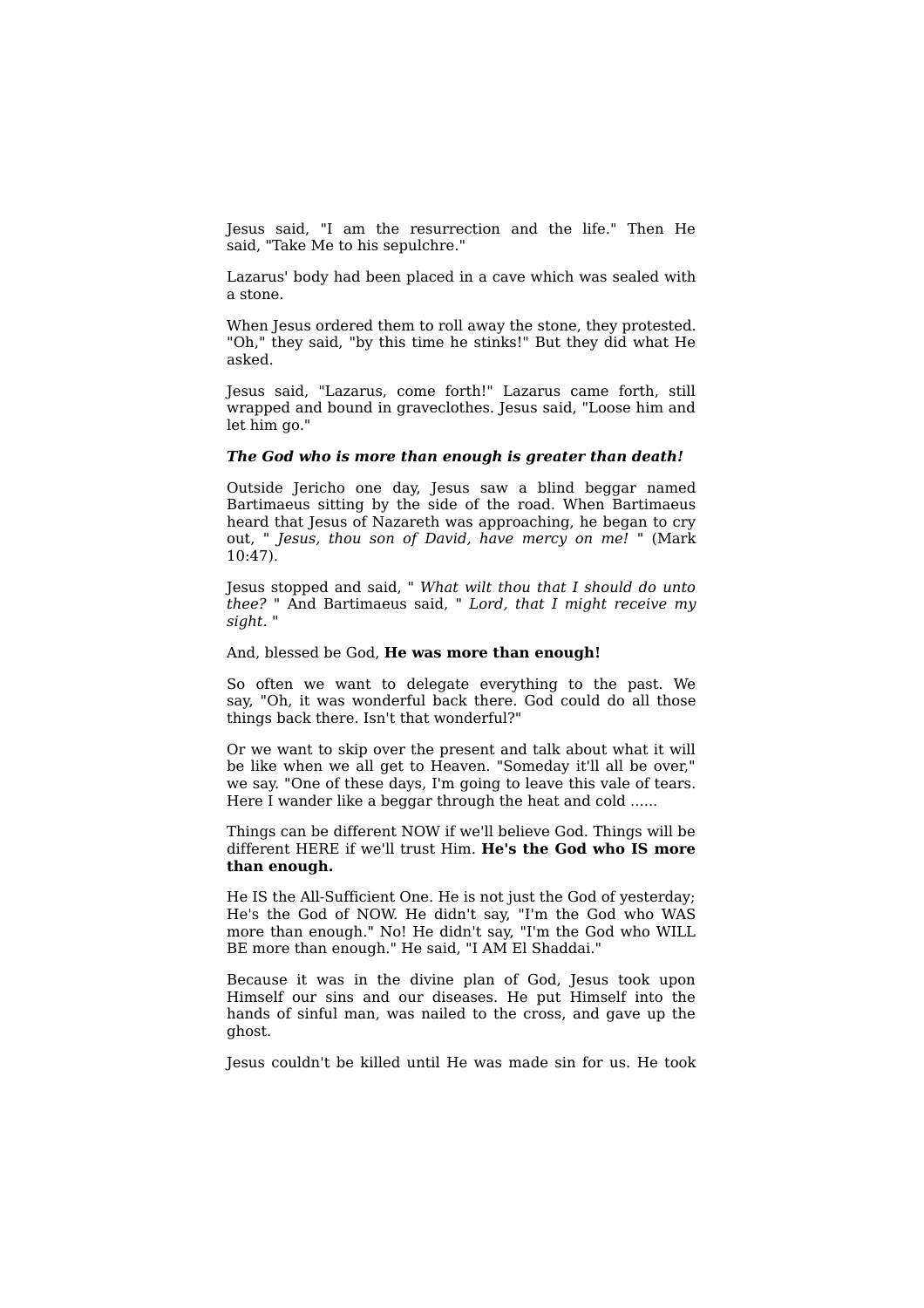Jesus said, "I am the resurrection and the life." Then He said, "Take Me to his sepulchre."

Lazarus' body had been placed in a cave which was sealed with a stone.

When Jesus ordered them to roll away the stone, they protested. "Oh," they said, "by this time he stinks!" But they did what He asked.

Jesus said, "Lazarus, come forth!" Lazarus came forth, still wrapped and bound in graveclothes. Jesus said, "Loose him and let him go."

***The God who is more than enough is greater than death!***

Outside Jericho one day, Jesus saw a blind beggar named Bartimaeus sitting by the side of the road. When Bartimaeus heard that Jesus of Nazareth was approaching, he began to cry out, " *Jesus, thou son of David, have mercy on me!* " (Mark 10:47).

Jesus stopped and said, " *What wilt thou that I should do unto thee?* " And Bartimaeus said, " *Lord, that I might receive my sight.* "

And, blessed be God, **He was more than enough!**

So often we want to delegate everything to the past. We say, "Oh, it was wonderful back there. God could do all those things back there. Isn't that wonderful?"

Or we want to skip over the present and talk about what it will be like when we all get to Heaven. "Someday it'll all be over," we say. "One of these days, I'm going to leave this vale of tears. Here I wander like a beggar through the heat and cold ......

Things can be different NOW if we'll believe God. Things will be different HERE if we'll trust Him. **He's the God who IS more than enough.**

He IS the All-Sufficient One. He is not just the God of yesterday; He's the God of NOW. He didn't say, "I'm the God who WAS more than enough." No! He didn't say, "I'm the God who WILL BE more than enough." He said, "I AM El Shaddai."

Because it was in the divine plan of God, Jesus took upon Himself our sins and our diseases. He put Himself into the hands of sinful man, was nailed to the cross, and gave up the ghost.

Jesus couldn't be killed until He was made sin for us. He took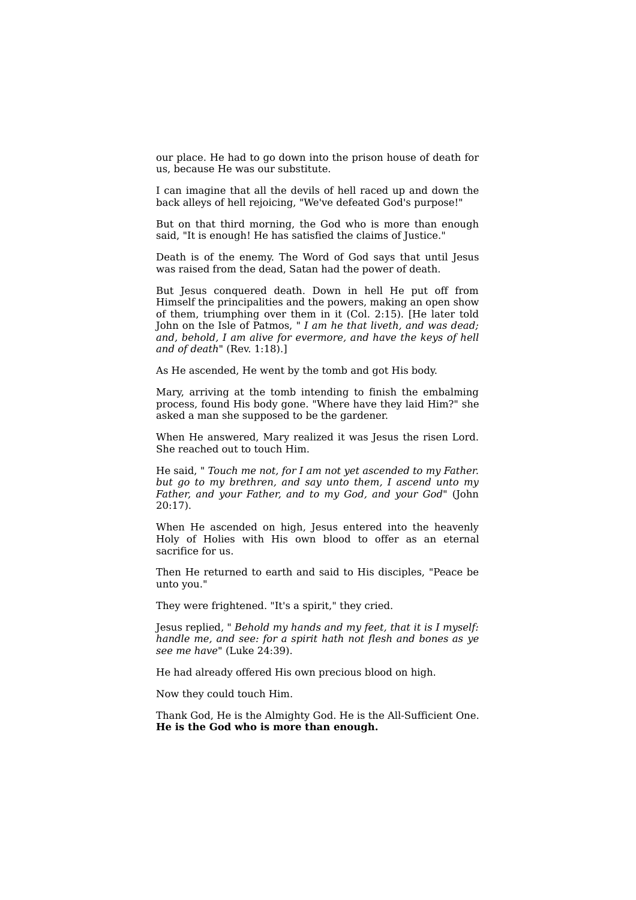our place. He had to go down into the prison house of death for us, because He was our substitute.

I can imagine that all the devils of hell raced up and down the back alleys of hell rejoicing, "We've defeated God's purpose!"

But on that third morning, the God who is more than enough said, "It is enough! He has satisfied the claims of Justice."

Death is of the enemy. The Word of God says that until Jesus was raised from the dead, Satan had the power of death.

But Jesus conquered death. Down in hell He put off from Himself the principalities and the powers, making an open show of them, triumphing over them in it (Col. 2:15). [He later told John on the Isle of Patmos, " *I am he that liveth, and was dead; and, behold, I am alive for evermore, and have the keys of hell and of death*" (Rev. 1:18).]

As He ascended, He went by the tomb and got His body.

Mary, arriving at the tomb intending to finish the embalming process, found His body gone. "Where have they laid Him?" she asked a man she supposed to be the gardener.

When He answered, Mary realized it was Jesus the risen Lord. She reached out to touch Him.

He said, " *Touch me not, for I am not yet ascended to my Father. but go to my brethren, and say unto them, I ascend unto my Father, and your Father, and to my God, and your God*" (John 20:17).

When He ascended on high, Jesus entered into the heavenly Holy of Holies with His own blood to offer as an eternal sacrifice for us.

Then He returned to earth and said to His disciples, "Peace be unto you."

They were frightened. "It's a spirit," they cried.

Jesus replied, " *Behold my hands and my feet, that it is I myself: handle me, and see: for a spirit hath not flesh and bones as ye see me have*" (Luke 24:39).

He had already offered His own precious blood on high.

Now they could touch Him.

Thank God, He is the Almighty God. He is the All-Sufficient One. **He is the God who is more than enough.**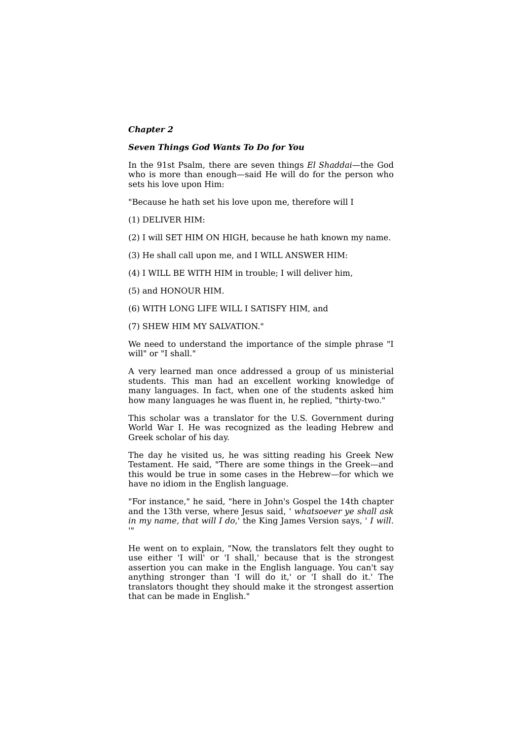***Chapter 2***

***Seven Things God Wants To Do for You***

In the 91st Psalm, there are seven things *El Shaddai*—the God who is more than enough—said He will do for the person who sets his love upon Him:

"Because he hath set his love upon me, therefore will I

(1) DELIVER HIM:

(2) I will SET HIM ON HIGH, because he hath known my name.

(3) He shall call upon me, and I WILL ANSWER HIM:

(4) I WILL BE WITH HIM in trouble; I will deliver him,

(5) and HONOUR HIM.

(6) WITH LONG LIFE WILL I SATISFY HIM, and

(7) SHEW HIM MY SALVATION."

We need to understand the importance of the simple phrase "I will" or "I shall."

A very learned man once addressed a group of us ministerial students. This man had an excellent working knowledge of many languages. In fact, when one of the students asked him how many languages he was fluent in, he replied, "thirty-two."

This scholar was a translator for the U.S. Government during World War I. He was recognized as the leading Hebrew and Greek scholar of his day.

The day he visited us, he was sitting reading his Greek New Testament. He said, "There are some things in the Greek—and this would be true in some cases in the Hebrew—for which we have no idiom in the English language.

"For instance," he said, "here in John's Gospel the 14th chapter and the 13th verse, where Jesus said, ' *whatsoever ye shall ask in my name, that will I do*,' the King James Version says, ' *I will*. '"

He went on to explain, "Now, the translators felt they ought to use either 'I will' or 'I shall,' because that is the strongest assertion you can make in the English language. You can't say anything stronger than 'I will do it,' or 'I shall do it.' The translators thought they should make it the strongest assertion that can be made in English."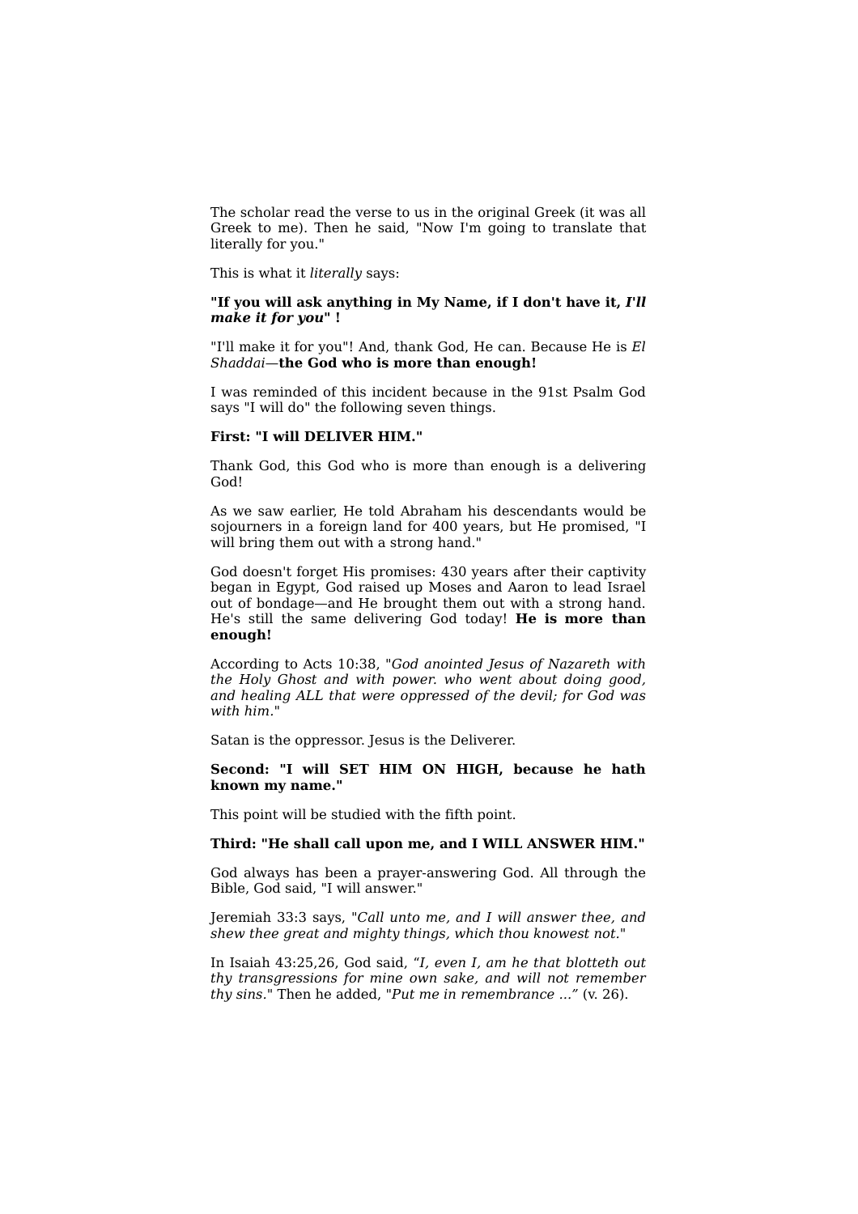The scholar read the verse to us in the original Greek (it was all Greek to me). Then he said, "Now I'm going to translate that literally for you."

This is what it *literally* says:

**"If you will ask anything in My Name, if I don't have it, *I'll make it for you*" !**

"I'll make it for you"! And, thank God, He can. Because He is *El Shaddai*—**the God who is more than enough!**

I was reminded of this incident because in the 91st Psalm God says "I will do" the following seven things.

**First: "I will DELIVER HIM."**

Thank God, this God who is more than enough is a delivering God!

As we saw earlier, He told Abraham his descendants would be sojourners in a foreign land for 400 years, but He promised, "I will bring them out with a strong hand."

God doesn't forget His promises: 430 years after their captivity began in Egypt, God raised up Moses and Aaron to lead Israel out of bondage—and He brought them out with a strong hand. He's still the same delivering God today! **He is more than enough!**

According to Acts 10:38, "*God anointed Jesus of Nazareth with the Holy Ghost and with power. who went about doing good, and healing ALL that were oppressed of the devil; for God was with him.*"

Satan is the oppressor. Jesus is the Deliverer.

**Second: "I will SET HIM ON HIGH, because he hath known my name."**

This point will be studied with the fifth point.

**Third: "He shall call upon me, and I WILL ANSWER HIM."**

God always has been a prayer-answering God. All through the Bible, God said, "I will answer."

Jeremiah 33:3 says, "*Call unto me, and I will answer thee, and shew thee great and mighty things, which thou knowest not.*"

In Isaiah 43:25,26, God said, *"I, even I, am he that blotteth out thy transgressions for mine own sake, and will not remember thy sins.*" Then he added, "*Put me in remembrance ..."* (v. 26).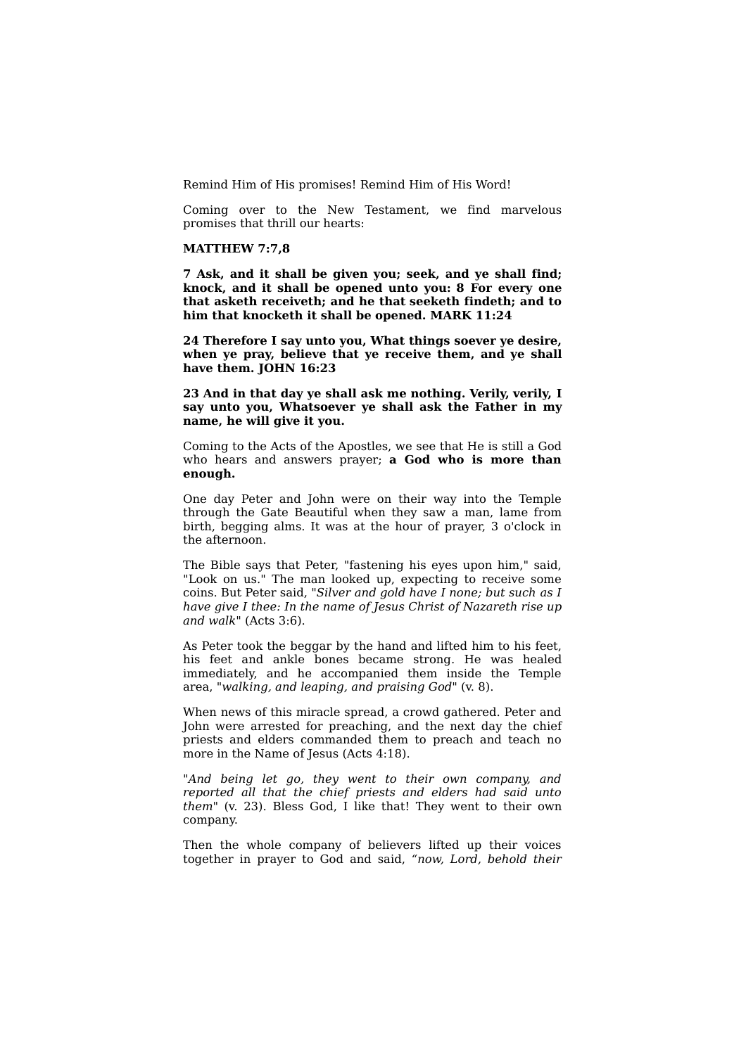Remind Him of His promises! Remind Him of His Word!

Coming over to the New Testament, we find marvelous promises that thrill our hearts:

**MATTHEW 7:7,8**

**7 Ask, and it shall be given you; seek, and ye shall find; knock, and it shall be opened unto you: 8 For every one that asketh receiveth; and he that seeketh findeth; and to him that knocketh it shall be opened. MARK 11:24**

**24 Therefore I say unto you, What things soever ye desire, when ye pray, believe that ye receive them, and ye shall have them. JOHN 16:23**

**23 And in that day ye shall ask me nothing. Verily, verily, I say unto you, Whatsoever ye shall ask the Father in my name, he will give it you.**

Coming to the Acts of the Apostles, we see that He is still a God who hears and answers prayer; **a God who is more than enough.**

One day Peter and John were on their way into the Temple through the Gate Beautiful when they saw a man, lame from birth, begging alms. It was at the hour of prayer, 3 o'clock in the afternoon.

The Bible says that Peter, "fastening his eyes upon him," said, "Look on us." The man looked up, expecting to receive some coins. But Peter said, "*Silver and gold have I none; but such as I have give I thee: In the name of Jesus Christ of Nazareth rise up and walk*" (Acts 3:6).

As Peter took the beggar by the hand and lifted him to his feet, his feet and ankle bones became strong. He was healed immediately, and he accompanied them inside the Temple area, "*walking, and leaping, and praising God*" (v. 8).

When news of this miracle spread, a crowd gathered. Peter and John were arrested for preaching, and the next day the chief priests and elders commanded them to preach and teach no more in the Name of Jesus (Acts 4:18).

"*And being let go, they went to their own company, and reported all that the chief priests and elders had said unto them*" (v. 23). Bless God, I like that! They went to their own company.

Then the whole company of believers lifted up their voices together in prayer to God and said, *"now, Lord, behold their*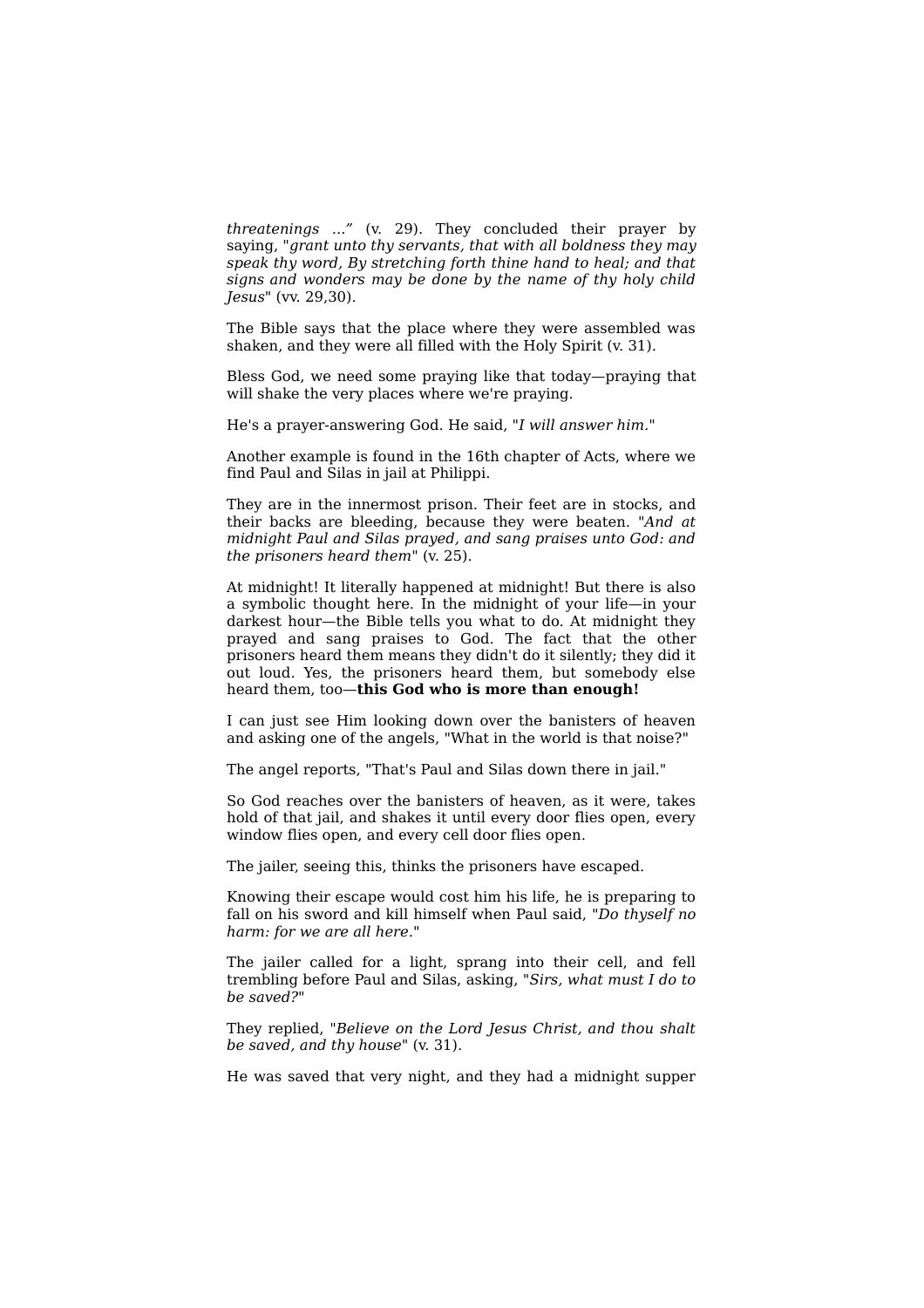*threatenings ..."* (v. 29). They concluded their prayer by saying, "*grant unto thy servants, that with all boldness they may speak thy word, By stretching forth thine hand to heal; and that signs and wonders may be done by the name of thy holy child Jesus*" (vv. 29,30).

The Bible says that the place where they were assembled was shaken, and they were all filled with the Holy Spirit (v. 31).

Bless God, we need some praying like that today—praying that will shake the very places where we're praying.

He's a prayer-answering God. He said, "*I will answer him.*"

Another example is found in the 16th chapter of Acts, where we find Paul and Silas in jail at Philippi.

They are in the innermost prison. Their feet are in stocks, and their backs are bleeding, because they were beaten. "*And at midnight Paul and Silas prayed, and sang praises unto God: and the prisoners heard them*" (v. 25).

At midnight! It literally happened at midnight! But there is also a symbolic thought here. In the midnight of your life—in your darkest hour—the Bible tells you what to do. At midnight they prayed and sang praises to God. The fact that the other prisoners heard them means they didn't do it silently; they did it out loud. Yes, the prisoners heard them, but somebody else heard them, too—**this God who is more than enough!**

I can just see Him looking down over the banisters of heaven and asking one of the angels, "What in the world is that noise?"

The angel reports, "That's Paul and Silas down there in jail."

So God reaches over the banisters of heaven, as it were, takes hold of that jail, and shakes it until every door flies open, every window flies open, and every cell door flies open.

The jailer, seeing this, thinks the prisoners have escaped.

Knowing their escape would cost him his life, he is preparing to fall on his sword and kill himself when Paul said, "*Do thyself no harm: for we are all here.*"

The jailer called for a light, sprang into their cell, and fell trembling before Paul and Silas, asking, "*Sirs, what must I do to be saved?*"

They replied, "*Believe on the Lord Jesus Christ, and thou shalt be saved, and thy house*" (v. 31).

He was saved that very night, and they had a midnight supper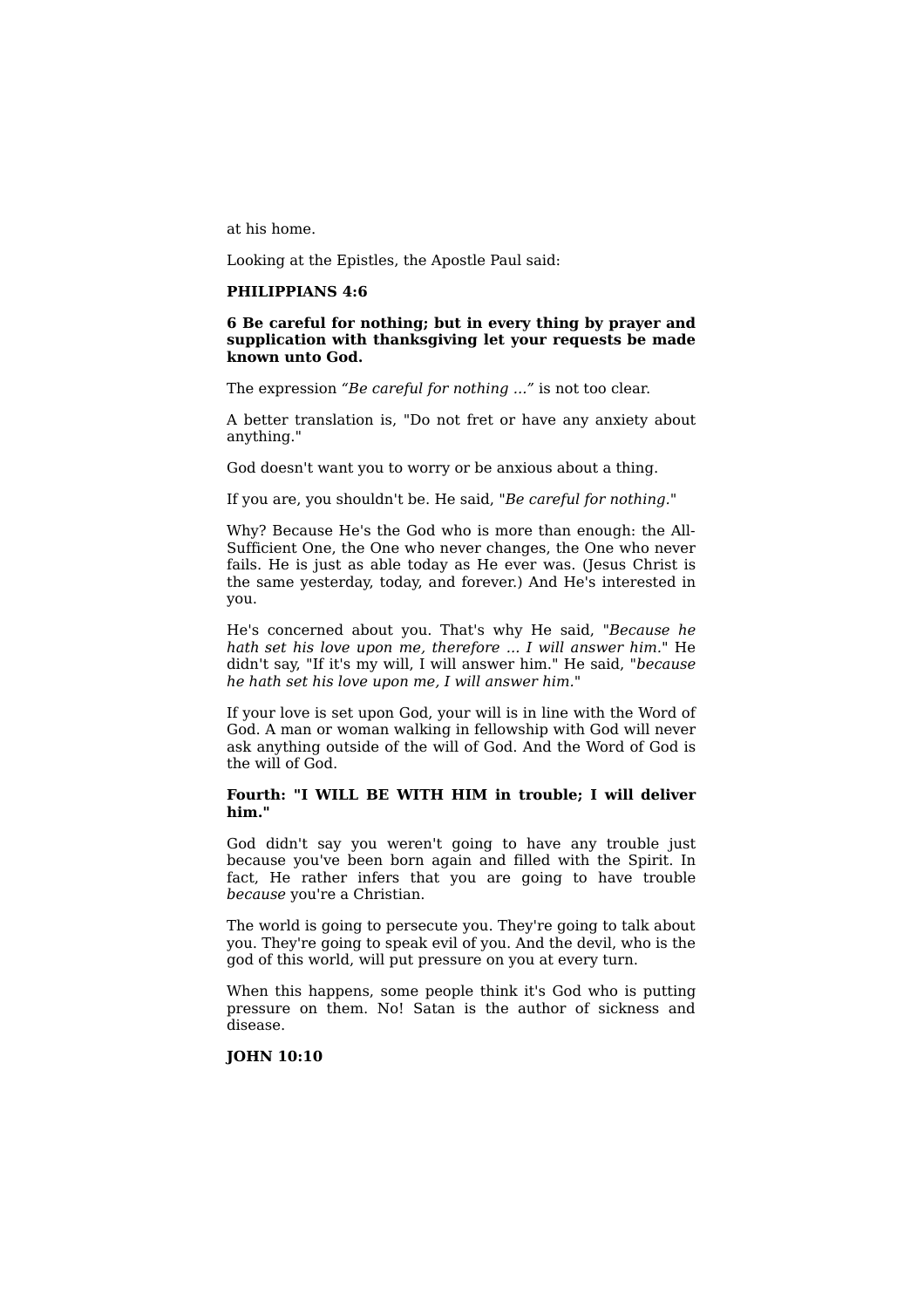at his home.

Looking at the Epistles, the Apostle Paul said:

**PHILIPPIANS 4:6**

**6 Be careful for nothing; but in every thing by prayer and supplication with thanksgiving let your requests be made known unto God.**

The expression *"Be careful for nothing ..."* is not too clear.

A better translation is, "Do not fret or have any anxiety about anything."

God doesn't want you to worry or be anxious about a thing.

If you are, you shouldn't be. He said, "*Be careful for nothing.*"

Why? Because He's the God who is more than enough: the All-Sufficient One, the One who never changes, the One who never fails. He is just as able today as He ever was. (Jesus Christ is the same yesterday, today, and forever.) And He's interested in you.

He's concerned about you. That's why He said, "*Because he hath set his love upon me, therefore ... I will answer him.*" He didn't say, "If it's my will, I will answer him." He said, "*because he hath set his love upon me, I will answer him.*"

If your love is set upon God, your will is in line with the Word of God. A man or woman walking in fellowship with God will never ask anything outside of the will of God. And the Word of God is the will of God.

**Fourth: "I WILL BE WITH HIM in trouble; I will deliver him."**

God didn't say you weren't going to have any trouble just because you've been born again and filled with the Spirit. In fact, He rather infers that you are going to have trouble *because* you're a Christian.

The world is going to persecute you. They're going to talk about you. They're going to speak evil of you. And the devil, who is the god of this world, will put pressure on you at every turn.

When this happens, some people think it's God who is putting pressure on them. No! Satan is the author of sickness and disease.

**JOHN 10:10**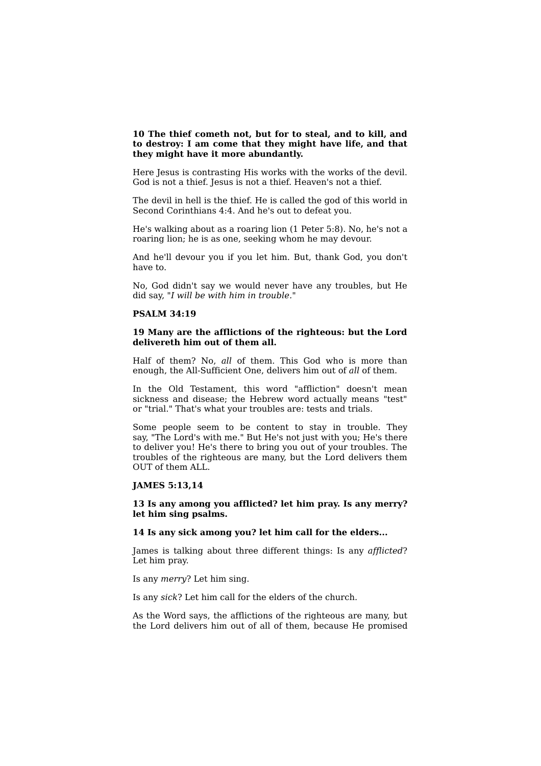**10 The thief cometh not, but for to steal, and to kill, and to destroy: I am come that they might have life, and that they might have it more abundantly.**

Here Jesus is contrasting His works with the works of the devil. God is not a thief. Jesus is not a thief. Heaven's not a thief.

The devil in hell is the thief. He is called the god of this world in Second Corinthians 4:4. And he's out to defeat you.

He's walking about as a roaring lion (1 Peter 5:8). No, he's not a roaring lion; he is as one, seeking whom he may devour.

And he'll devour you if you let him. But, thank God, you don't have to.

No, God didn't say we would never have any troubles, but He did say, "*I will be with him in trouble.*"

**PSALM 34:19**

**19 Many are the afflictions of the righteous: but the Lord delivereth him out of them all.**

Half of them? No, *all* of them. This God who is more than enough, the All-Sufficient One, delivers him out of *all* of them.

In the Old Testament, this word "affliction" doesn't mean sickness and disease; the Hebrew word actually means "test" or "trial." That's what your troubles are: tests and trials.

Some people seem to be content to stay in trouble. They say, "The Lord's with me." But He's not just with you; He's there to deliver you! He's there to bring you out of your troubles. The troubles of the righteous are many, but the Lord delivers them OUT of them ALL.

**JAMES 5:13,14**

**13 Is any among you afflicted? let him pray. Is any merry? let him sing psalms.**

**14 Is any sick among you? let him call for the elders...**

James is talking about three different things: Is any *afflicted*? Let him pray.

Is any *merry*? Let him sing.

Is any *sick*? Let him call for the elders of the church.

As the Word says, the afflictions of the righteous are many, but the Lord delivers him out of all of them, because He promised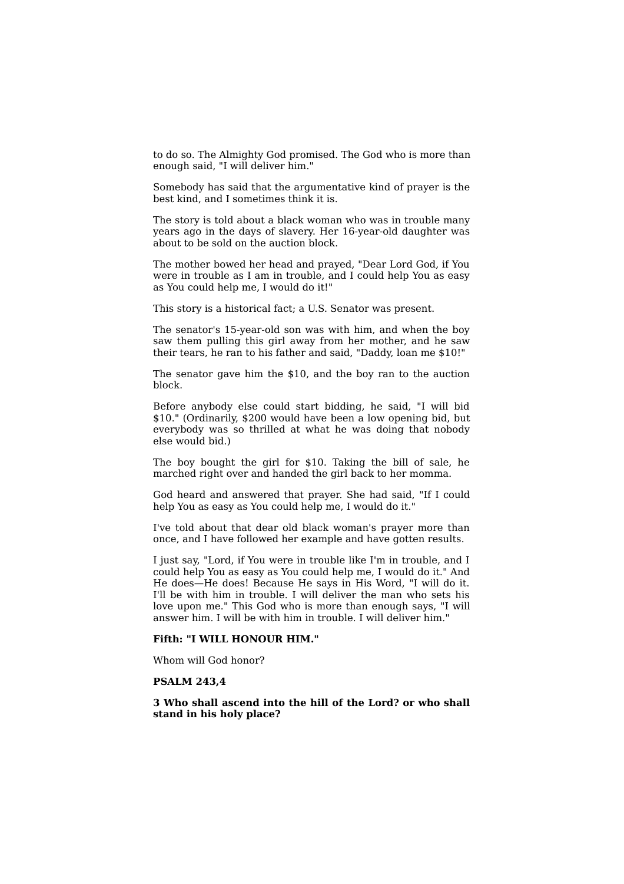to do so. The Almighty God promised. The God who is more than enough said, "I will deliver him."

Somebody has said that the argumentative kind of prayer is the best kind, and I sometimes think it is.

The story is told about a black woman who was in trouble many years ago in the days of slavery. Her 16-year-old daughter was about to be sold on the auction block.

The mother bowed her head and prayed, "Dear Lord God, if You were in trouble as I am in trouble, and I could help You as easy as You could help me, I would do it!"

This story is a historical fact; a U.S. Senator was present.

The senator's 15-year-old son was with him, and when the boy saw them pulling this girl away from her mother, and he saw their tears, he ran to his father and said, "Daddy, loan me $10!"

The senator gave him the $10, and the boy ran to the auction block.

Before anybody else could start bidding, he said, "I will bid $10." (Ordinarily, $200 would have been a low opening bid, but everybody was so thrilled at what he was doing that nobody else would bid.)

The boy bought the girl for $10. Taking the bill of sale, he marched right over and handed the girl back to her momma.

God heard and answered that prayer. She had said, "If I could help You as easy as You could help me, I would do it."

I've told about that dear old black woman's prayer more than once, and I have followed her example and have gotten results.

I just say, "Lord, if You were in trouble like I'm in trouble, and I could help You as easy as You could help me, I would do it." And He does—He does! Because He says in His Word, "I will do it. I'll be with him in trouble. I will deliver the man who sets his love upon me." This God who is more than enough says, "I will answer him. I will be with him in trouble. I will deliver him."

**Fifth: "I WILL HONOUR HIM."**

Whom will God honor?

**PSALM 243,4**

**3 Who shall ascend into the hill of the Lord? or who shall stand in his holy place?**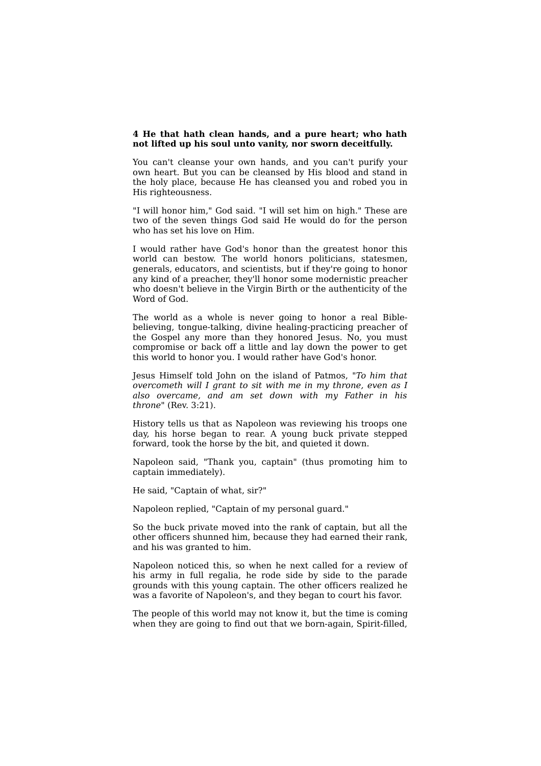**4 He that hath clean hands, and a pure heart; who hath not lifted up his soul unto vanity, nor sworn deceitfully.**

You can't cleanse your own hands, and you can't purify your own heart. But you can be cleansed by His blood and stand in the holy place, because He has cleansed you and robed you in His righteousness.

"I will honor him," God said. "I will set him on high." These are two of the seven things God said He would do for the person who has set his love on Him.

I would rather have God's honor than the greatest honor this world can bestow. The world honors politicians, statesmen, generals, educators, and scientists, but if they're going to honor any kind of a preacher, they'll honor some modernistic preacher who doesn't believe in the Virgin Birth or the authenticity of the Word of God.

The world as a whole is never going to honor a real Bible-believing, tongue-talking, divine healing-practicing preacher of the Gospel any more than they honored Jesus. No, you must compromise or back off a little and lay down the power to get this world to honor you. I would rather have God's honor.

Jesus Himself told John on the island of Patmos, "*To him that overcometh will I grant to sit with me in my throne, even as I also overcame, and am set down with my Father in his throne*" (Rev. 3:21).

History tells us that as Napoleon was reviewing his troops one day, his horse began to rear. A young buck private stepped forward, took the horse by the bit, and quieted it down.

Napoleon said, "Thank you, captain" (thus promoting him to captain immediately).

He said, "Captain of what, sir?"

Napoleon replied, "Captain of my personal guard."

So the buck private moved into the rank of captain, but all the other officers shunned him, because they had earned their rank, and his was granted to him.

Napoleon noticed this, so when he next called for a review of his army in full regalia, he rode side by side to the parade grounds with this young captain. The other officers realized he was a favorite of Napoleon's, and they began to court his favor.

The people of this world may not know it, but the time is coming when they are going to find out that we born-again, Spirit-filled,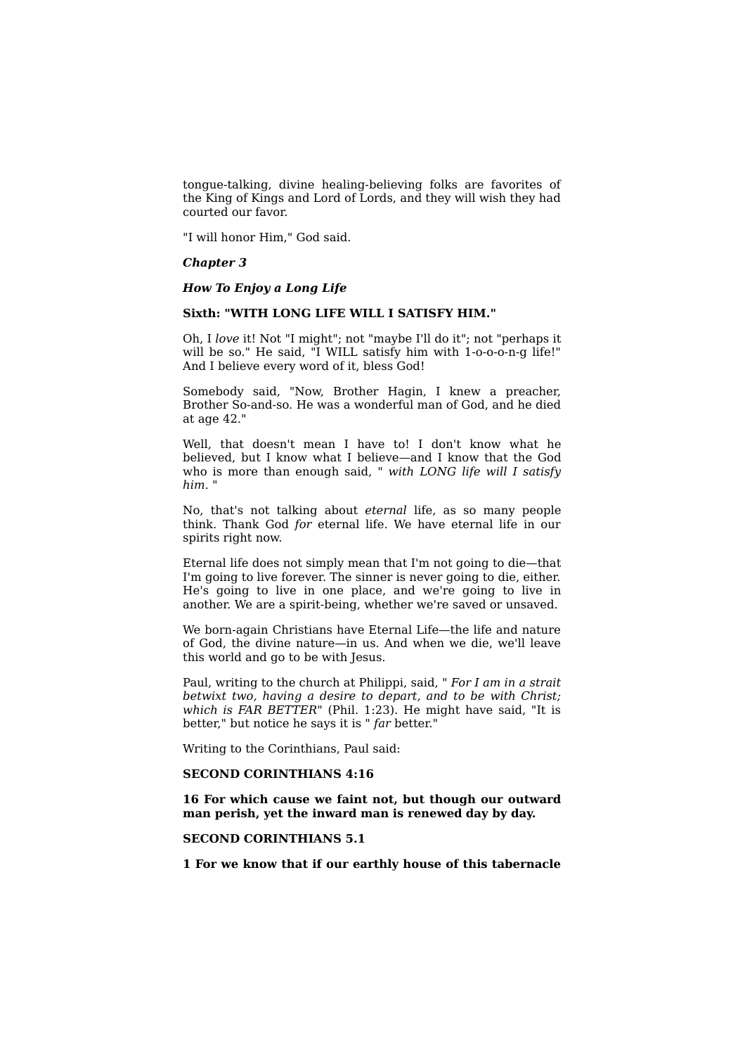tongue-talking, divine healing-believing folks are favorites of the King of Kings and Lord of Lords, and they will wish they had courted our favor.

"I will honor Him," God said.

***Chapter 3***

***How To Enjoy a Long Life***

**Sixth: "WITH LONG LIFE WILL I SATISFY HIM."**

Oh, I *love* it! Not "I might"; not "maybe I'll do it"; not "perhaps it will be so." He said, "I WILL satisfy him with 1-o-o-o-n-g life!" And I believe every word of it, bless God!

Somebody said, "Now, Brother Hagin, I knew a preacher, Brother So-and-so. He was a wonderful man of God, and he died at age 42."

Well, that doesn't mean I have to! I don't know what he believed, but I know what I believe—and I know that the God who is more than enough said, " *with LONG life will I satisfy him.* "

No, that's not talking about *eternal* life, as so many people think. Thank God *for* eternal life. We have eternal life in our spirits right now.

Eternal life does not simply mean that I'm not going to die—that I'm going to live forever. The sinner is never going to die, either. He's going to live in one place, and we're going to live in another. We are a spirit-being, whether we're saved or unsaved.

We born-again Christians have Eternal Life—the life and nature of God, the divine nature—in us. And when we die, we'll leave this world and go to be with Jesus.

Paul, writing to the church at Philippi, said, " *For I am in a strait betwixt two, having a desire to depart, and to be with Christ; which is FAR BETTER*" (Phil. 1:23). He might have said, "It is better," but notice he says it is " *far* better."

Writing to the Corinthians, Paul said:

**SECOND CORINTHIANS 4:16**

**16 For which cause we faint not, but though our outward man perish, yet the inward man is renewed day by day.**

**SECOND CORINTHIANS 5.1**

**1 For we know that if our earthly house of this tabernacle**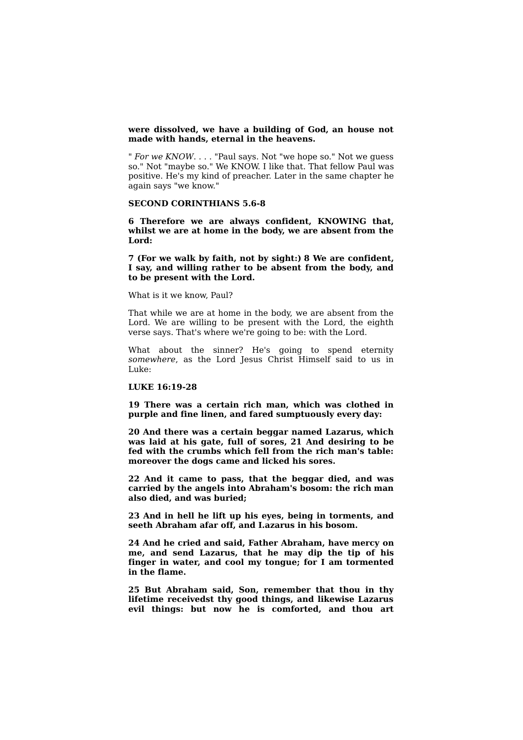**were dissolved, we have a building of God, an house not made with hands, eternal in the heavens.**

" *For we KNOW*. . . . "Paul says. Not "we hope so." Not we guess so." Not "maybe so." We KNOW. I like that. That fellow Paul was positive. He's my kind of preacher. Later in the same chapter he again says "we know."

**SECOND CORINTHIANS 5.6-8**

**6 Therefore we are always confident, KNOWING that, whilst we are at home in the body, we are absent from the Lord:**

**7 (For we walk by faith, not by sight:) 8 We are confident, I say, and willing rather to be absent from the body, and to be present with the Lord.**

What is it we know, Paul?

That while we are at home in the body, we are absent from the Lord. We are willing to be present with the Lord, the eighth verse says. That's where we're going to be: with the Lord.

What about the sinner? He's going to spend eternity *somewhere*, as the Lord Jesus Christ Himself said to us in Luke:

**LUKE 16:19-28**

**19 There was a certain rich man, which was clothed in purple and fine linen, and fared sumptuously every day:**

**20 And there was a certain beggar named Lazarus, which was laid at his gate, full of sores, 21 And desiring to be fed with the crumbs which fell from the rich man's table: moreover the dogs came and licked his sores.**

**22 And it came to pass, that the beggar died, and was carried by the angels into Abraham's bosom: the rich man also died, and was buried;**

**23 And in hell he lift up his eyes, being in torments, and seeth Abraham afar off, and I.azarus in his bosom.**

**24 And he cried and said, Father Abraham, have mercy on me, and send Lazarus, that he may dip the tip of his finger in water, and cool my tongue; for I am tormented in the flame.**

**25 But Abraham said, Son, remember that thou in thy lifetime receivedst thy good things, and likewise Lazarus evil things: but now he is comforted, and thou art**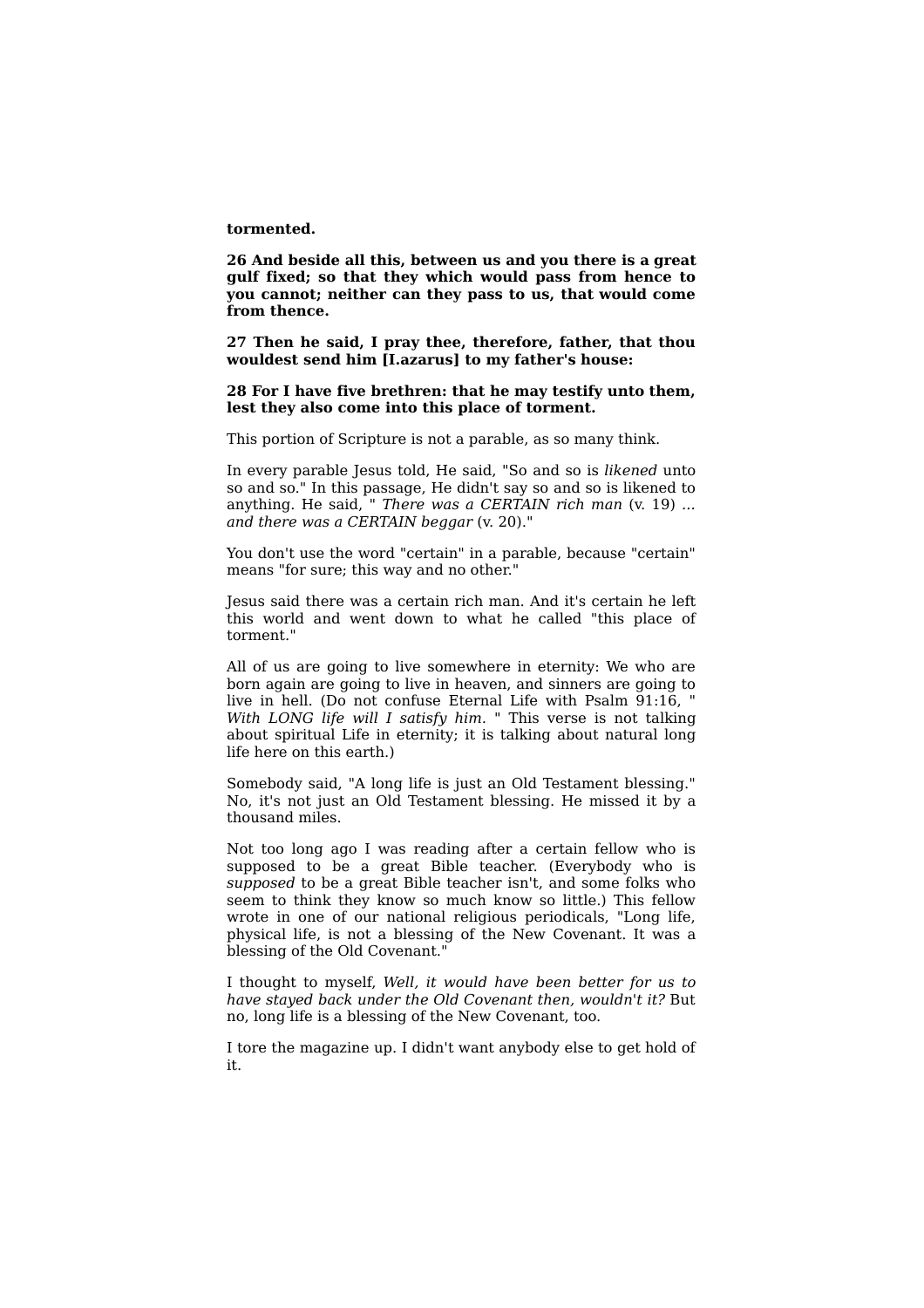**tormented.**

**26 And beside all this, between us and you there is a great gulf fixed; so that they which would pass from hence to you cannot; neither can they pass to us, that would come from thence.**

**27 Then he said, I pray thee, therefore, father, that thou wouldest send him [I.azarus] to my father's house:**

**28 For I have five brethren: that he may testify unto them, lest they also come into this place of torment.**

This portion of Scripture is not a parable, as so many think.

In every parable Jesus told, He said, "So and so is *likened* unto so and so." In this passage, He didn't say so and so is likened to anything. He said, " *There was a CERTAIN rich man* (v. 19) *... and there was a CERTAIN beggar* (v. 20)."

You don't use the word "certain" in a parable, because "certain" means "for sure; this way and no other."

Jesus said there was a certain rich man. And it's certain he left this world and went down to what he called "this place of torment."

All of us are going to live somewhere in eternity: We who are born again are going to live in heaven, and sinners are going to live in hell. (Do not confuse Eternal Life with Psalm 91:16, " *With LONG life will I satisfy him*. " This verse is not talking about spiritual Life in eternity; it is talking about natural long life here on this earth.)

Somebody said, "A long life is just an Old Testament blessing." No, it's not just an Old Testament blessing. He missed it by a thousand miles.

Not too long ago I was reading after a certain fellow who is supposed to be a great Bible teacher. (Everybody who is *supposed* to be a great Bible teacher isn't, and some folks who seem to think they know so much know so little.) This fellow wrote in one of our national religious periodicals, "Long life, physical life, is not a blessing of the New Covenant. It was a blessing of the Old Covenant."

I thought to myself, *Well, it would have been better for us to have stayed back under the Old Covenant then, wouldn't it?* But no, long life is a blessing of the New Covenant, too.

I tore the magazine up. I didn't want anybody else to get hold of it.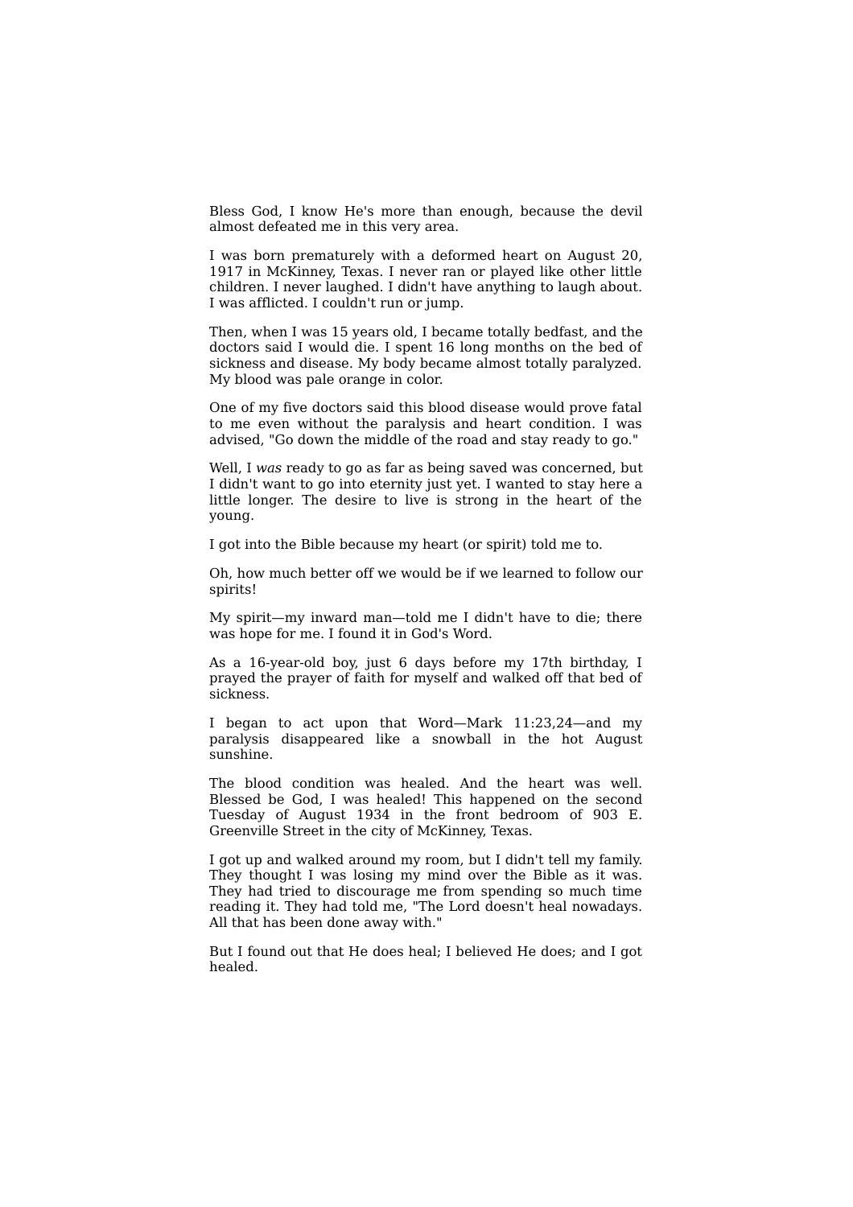Bless God, I know He's more than enough, because the devil almost defeated me in this very area.

I was born prematurely with a deformed heart on August 20, 1917 in McKinney, Texas. I never ran or played like other little children. I never laughed. I didn't have anything to laugh about. I was afflicted. I couldn't run or jump.

Then, when I was 15 years old, I became totally bedfast, and the doctors said I would die. I spent 16 long months on the bed of sickness and disease. My body became almost totally paralyzed. My blood was pale orange in color.

One of my five doctors said this blood disease would prove fatal to me even without the paralysis and heart condition. I was advised, "Go down the middle of the road and stay ready to go."

Well, I *was* ready to go as far as being saved was concerned, but I didn't want to go into eternity just yet. I wanted to stay here a little longer. The desire to live is strong in the heart of the young.

I got into the Bible because my heart (or spirit) told me to.

Oh, how much better off we would be if we learned to follow our spirits!

My spirit—my inward man—told me I didn't have to die; there was hope for me. I found it in God's Word.

As a 16-year-old boy, just 6 days before my 17th birthday, I prayed the prayer of faith for myself and walked off that bed of sickness.

I began to act upon that Word—Mark 11:23,24—and my paralysis disappeared like a snowball in the hot August sunshine.

The blood condition was healed. And the heart was well. Blessed be God, I was healed! This happened on the second Tuesday of August 1934 in the front bedroom of 903 E. Greenville Street in the city of McKinney, Texas.

I got up and walked around my room, but I didn't tell my family. They thought I was losing my mind over the Bible as it was. They had tried to discourage me from spending so much time reading it. They had told me, "The Lord doesn't heal nowadays. All that has been done away with."

But I found out that He does heal; I believed He does; and I got healed.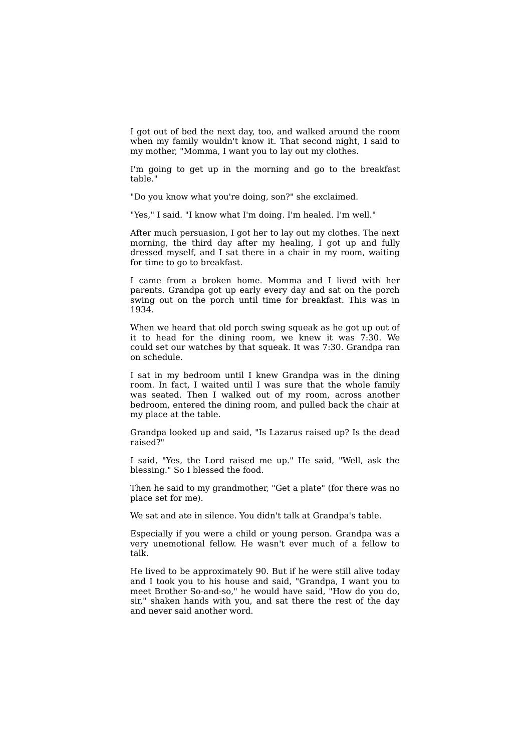I got out of bed the next day, too, and walked around the room when my family wouldn't know it. That second night, I said to my mother, "Momma, I want you to lay out my clothes.

I'm going to get up in the morning and go to the breakfast table."

"Do you know what you're doing, son?" she exclaimed.

"Yes," I said. "I know what I'm doing. I'm healed. I'm well."

After much persuasion, I got her to lay out my clothes. The next morning, the third day after my healing, I got up and fully dressed myself, and I sat there in a chair in my room, waiting for time to go to breakfast.

I came from a broken home. Momma and I lived with her parents. Grandpa got up early every day and sat on the porch swing out on the porch until time for breakfast. This was in 1934.

When we heard that old porch swing squeak as he got up out of it to head for the dining room, we knew it was 7:30. We could set our watches by that squeak. It was 7:30. Grandpa ran on schedule.

I sat in my bedroom until I knew Grandpa was in the dining room. In fact, I waited until I was sure that the whole family was seated. Then I walked out of my room, across another bedroom, entered the dining room, and pulled back the chair at my place at the table.

Grandpa looked up and said, "Is Lazarus raised up? Is the dead raised?"

I said, "Yes, the Lord raised me up." He said, "Well, ask the blessing." So I blessed the food.

Then he said to my grandmother, "Get a plate" (for there was no place set for me).

We sat and ate in silence. You didn't talk at Grandpa's table.

Especially if you were a child or young person. Grandpa was a very unemotional fellow. He wasn't ever much of a fellow to talk.

He lived to be approximately 90. But if he were still alive today and I took you to his house and said, "Grandpa, I want you to meet Brother So-and-so," he would have said, "How do you do, sir," shaken hands with you, and sat there the rest of the day and never said another word.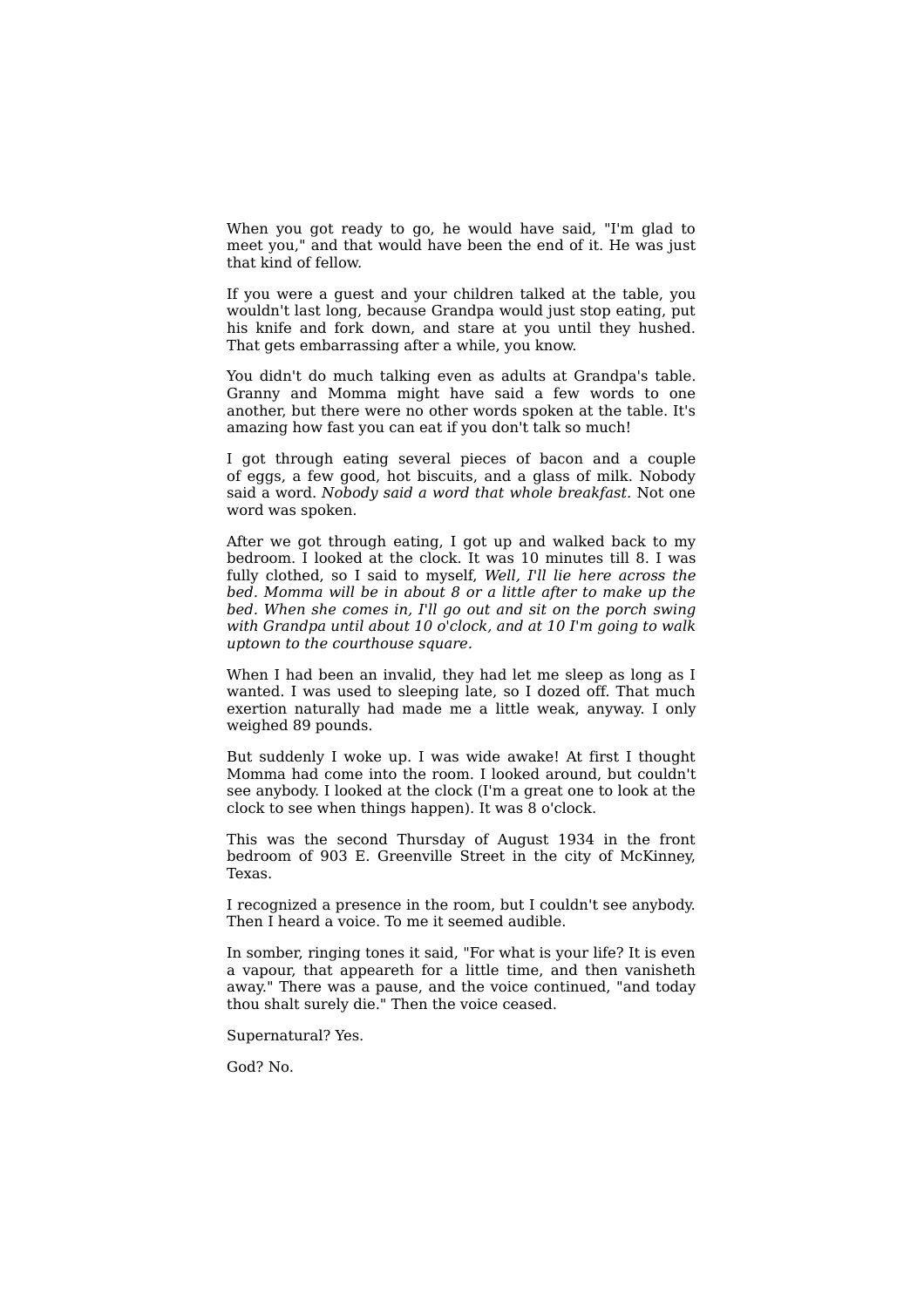When you got ready to go, he would have said, "I'm glad to meet you," and that would have been the end of it. He was just that kind of fellow.

If you were a guest and your children talked at the table, you wouldn't last long, because Grandpa would just stop eating, put his knife and fork down, and stare at you until they hushed. That gets embarrassing after a while, you know.

You didn't do much talking even as adults at Grandpa's table. Granny and Momma might have said a few words to one another, but there were no other words spoken at the table. It's amazing how fast you can eat if you don't talk so much!

I got through eating several pieces of bacon and a couple of eggs, a few good, hot biscuits, and a glass of milk. Nobody said a word. *Nobody said a word that whole breakfast.* Not one word was spoken.

After we got through eating, I got up and walked back to my bedroom. I looked at the clock. It was 10 minutes till 8. I was fully clothed, so I said to myself, *Well, I'll lie here across the bed. Momma will be in about 8 or a little after to make up the bed. When she comes in, I'll go out and sit on the porch swing with Grandpa until about 10 o'clock, and at 10 I'm going to walk uptown to the courthouse square.*

When I had been an invalid, they had let me sleep as long as I wanted. I was used to sleeping late, so I dozed off. That much exertion naturally had made me a little weak, anyway. I only weighed 89 pounds.

But suddenly I woke up. I was wide awake! At first I thought Momma had come into the room. I looked around, but couldn't see anybody. I looked at the clock (I'm a great one to look at the clock to see when things happen). It was 8 o'clock.

This was the second Thursday of August 1934 in the front bedroom of 903 E. Greenville Street in the city of McKinney, Texas.

I recognized a presence in the room, but I couldn't see anybody. Then I heard a voice. To me it seemed audible.

In somber, ringing tones it said, "For what is your life? It is even a vapour, that appeareth for a little time, and then vanisheth away." There was a pause, and the voice continued, "and today thou shalt surely die." Then the voice ceased.

Supernatural? Yes.

God? No.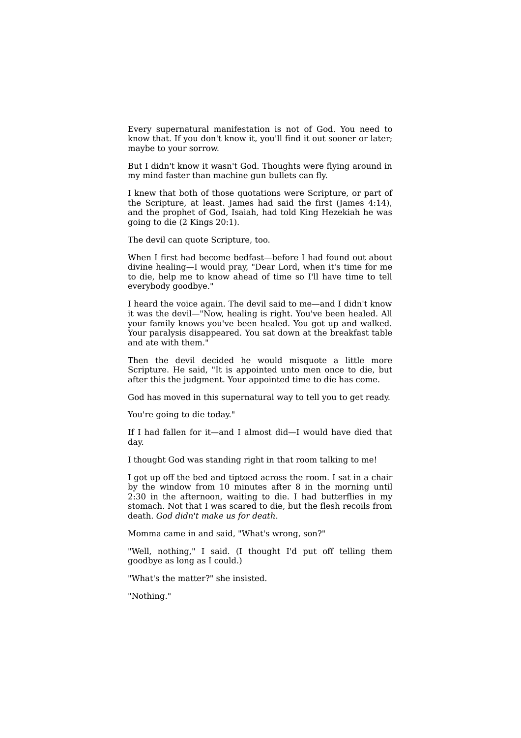Every supernatural manifestation is not of God. You need to know that. If you don't know it, you'll find it out sooner or later; maybe to your sorrow.

But I didn't know it wasn't God. Thoughts were flying around in my mind faster than machine gun bullets can fly.

I knew that both of those quotations were Scripture, or part of the Scripture, at least. James had said the first (James 4:14), and the prophet of God, Isaiah, had told King Hezekiah he was going to die (2 Kings 20:1).

The devil can quote Scripture, too.

When I first had become bedfast—before I had found out about divine healing—I would pray, "Dear Lord, when it's time for me to die, help me to know ahead of time so I'll have time to tell everybody goodbye."

I heard the voice again. The devil said to me—and I didn't know it was the devil—"Now, healing is right. You've been healed. All your family knows you've been healed. You got up and walked. Your paralysis disappeared. You sat down at the breakfast table and ate with them."

Then the devil decided he would misquote a little more Scripture. He said, "It is appointed unto men once to die, but after this the judgment. Your appointed time to die has come.

God has moved in this supernatural way to tell you to get ready.

You're going to die today."

If I had fallen for it—and I almost did—I would have died that day.

I thought God was standing right in that room talking to me!

I got up off the bed and tiptoed across the room. I sat in a chair by the window from 10 minutes after 8 in the morning until 2:30 in the afternoon, waiting to die. I had butterflies in my stomach. Not that I was scared to die, but the flesh recoils from death. *God didn't make us for death*.

Momma came in and said, "What's wrong, son?"

"Well, nothing," I said. (I thought I'd put off telling them goodbye as long as I could.)

"What's the matter?" she insisted.

"Nothing."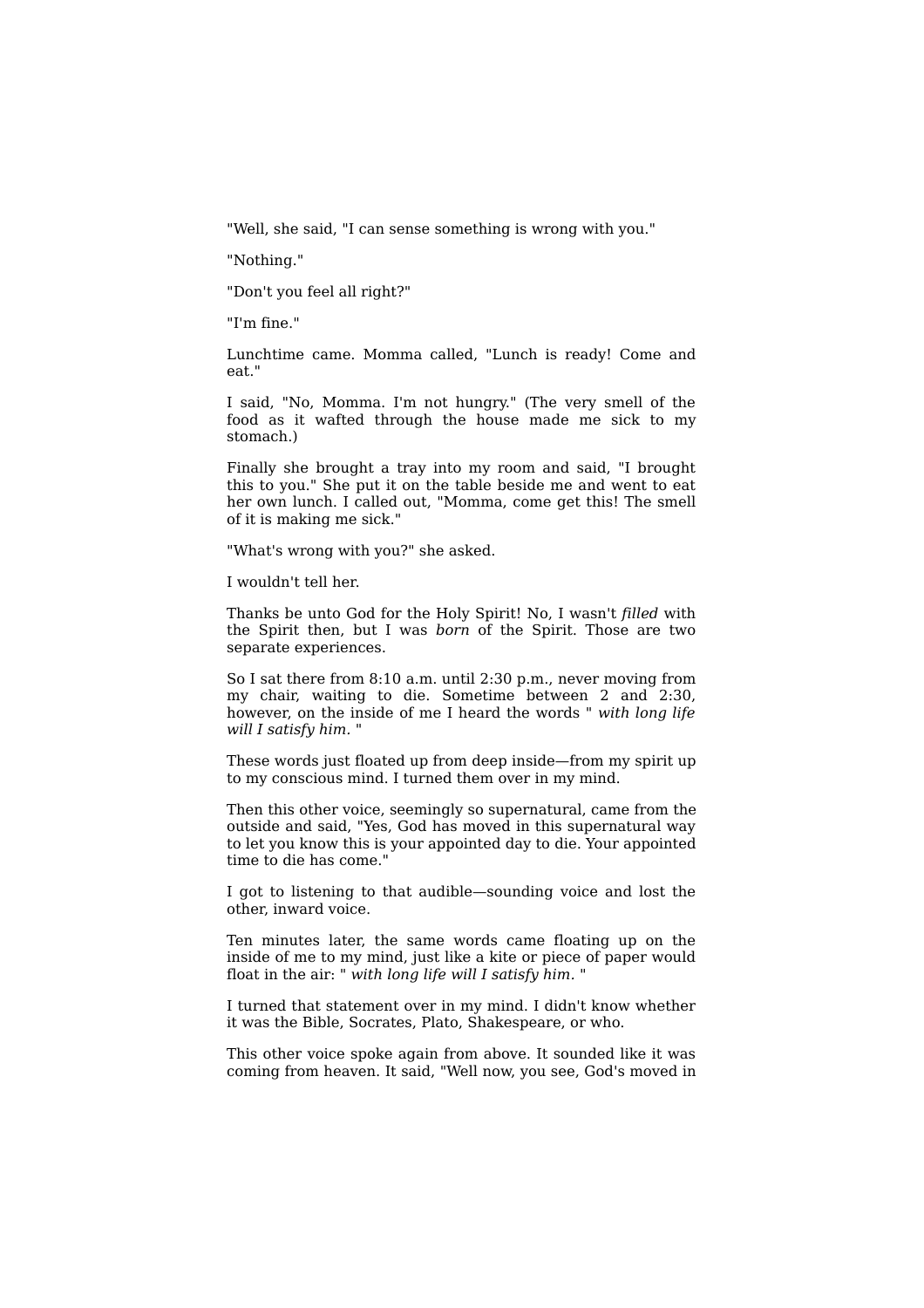"Well, she said, "I can sense something is wrong with you."

"Nothing."

"Don't you feel all right?"

"I'm fine."

Lunchtime came. Momma called, "Lunch is ready! Come and eat."

I said, "No, Momma. I'm not hungry." (The very smell of the food as it wafted through the house made me sick to my stomach.)

Finally she brought a tray into my room and said, "I brought this to you." She put it on the table beside me and went to eat her own lunch. I called out, "Momma, come get this! The smell of it is making me sick."

"What's wrong with you?" she asked.

I wouldn't tell her.

Thanks be unto God for the Holy Spirit! No, I wasn't *filled* with the Spirit then, but I was *born* of the Spirit. Those are two separate experiences.

So I sat there from 8:10 a.m. until 2:30 p.m., never moving from my chair, waiting to die. Sometime between 2 and 2:30, however, on the inside of me I heard the words " *with long life will I satisfy him.* "

These words just floated up from deep inside—from my spirit up to my conscious mind. I turned them over in my mind.

Then this other voice, seemingly so supernatural, came from the outside and said, "Yes, God has moved in this supernatural way to let you know this is your appointed day to die. Your appointed time to die has come."

I got to listening to that audible—sounding voice and lost the other, inward voice.

Ten minutes later, the same words came floating up on the inside of me to my mind, just like a kite or piece of paper would float in the air: " *with long life will I satisfy him.* "

I turned that statement over in my mind. I didn't know whether it was the Bible, Socrates, Plato, Shakespeare, or who.

This other voice spoke again from above. It sounded like it was coming from heaven. It said, "Well now, you see, God's moved in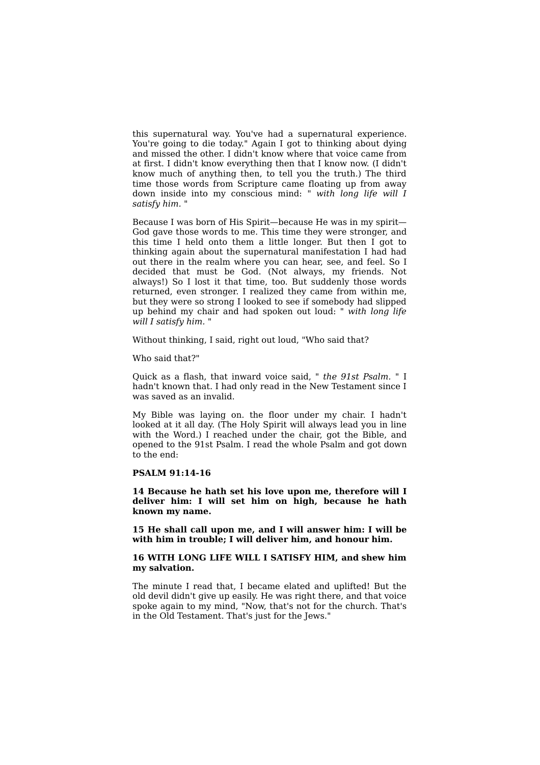this supernatural way. You've had a supernatural experience. You're going to die today." Again I got to thinking about dying and missed the other. I didn't know where that voice came from at first. I didn't know everything then that I know now. (I didn't know much of anything then, to tell you the truth.) The third time those words from Scripture came floating up from away down inside into my conscious mind: " *with long life will I satisfy him.* "

Because I was born of His Spirit—because He was in my spirit—God gave those words to me. This time they were stronger, and this time I held onto them a little longer. But then I got to thinking again about the supernatural manifestation I had had out there in the realm where you can hear, see, and feel. So I decided that must be God. (Not always, my friends. Not always!) So I lost it that time, too. But suddenly those words returned, even stronger. I realized they came from within me, but they were so strong I looked to see if somebody had slipped up behind my chair and had spoken out loud: " *with long life will I satisfy him.* "

Without thinking, I said, right out loud, "Who said that?

Who said that?"

Quick as a flash, that inward voice said, " *the 91st Psalm.* " I hadn't known that. I had only read in the New Testament since I was saved as an invalid.

My Bible was laying on. the floor under my chair. I hadn't looked at it all day. (The Holy Spirit will always lead you in line with the Word.) I reached under the chair, got the Bible, and opened to the 91st Psalm. I read the whole Psalm and got down to the end:

**PSALM 91:14-16**

**14 Because he hath set his love upon me, therefore will I deliver him: I will set him on high, because he hath known my name.**

**15 He shall call upon me, and I will answer him: I will be with him in trouble; I will deliver him, and honour him.**

**16 WITH LONG LIFE WILL I SATISFY HIM, and shew him my salvation.**

The minute I read that, I became elated and uplifted! But the old devil didn't give up easily. He was right there, and that voice spoke again to my mind, "Now, that's not for the church. That's in the Old Testament. That's just for the Jews."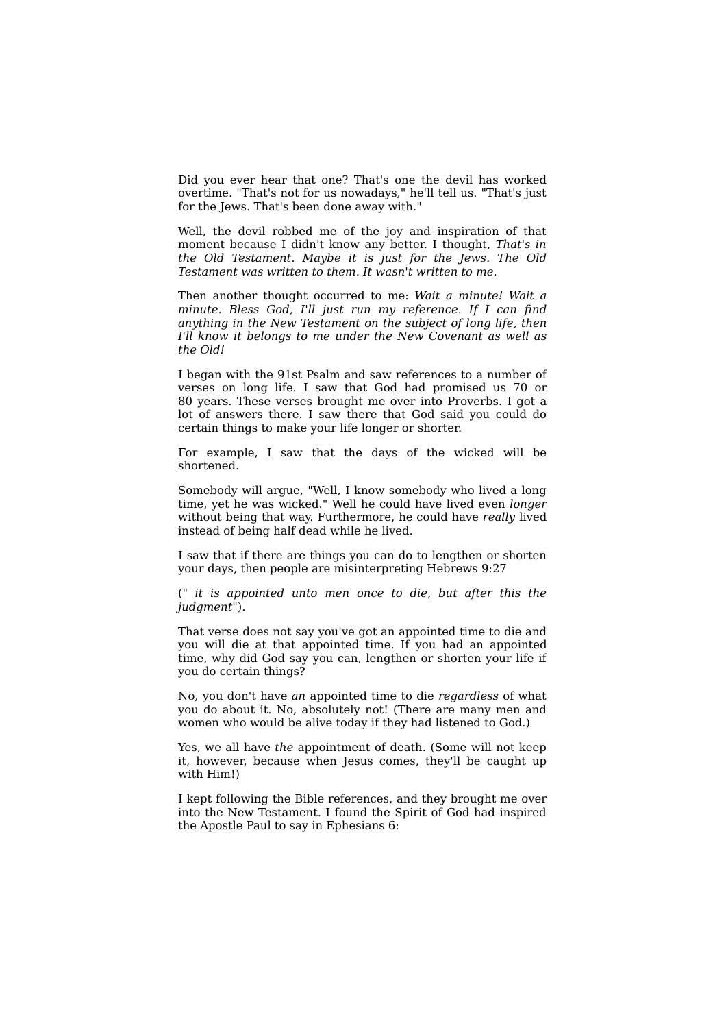Did you ever hear that one? That's one the devil has worked overtime. "That's not for us nowadays," he'll tell us. "That's just for the Jews. That's been done away with."

Well, the devil robbed me of the joy and inspiration of that moment because I didn't know any better. I thought, *That's in the Old Testament. Maybe it is just for the Jews. The Old Testament was written to them. It wasn't written to me.*

Then another thought occurred to me: *Wait a minute! Wait a minute. Bless God, I'll just run my reference. If I can find anything in the New Testament on the subject of long life, then I'll know it belongs to me under the New Covenant as well as the Old!*

I began with the 91st Psalm and saw references to a number of verses on long life. I saw that God had promised us 70 or 80 years. These verses brought me over into Proverbs. I got a lot of answers there. I saw there that God said you could do certain things to make your life longer or shorter.

For example, I saw that the days of the wicked will be shortened.

Somebody will argue, "Well, I know somebody who lived a long time, yet he was wicked." Well he could have lived even *longer* without being that way. Furthermore, he could have *really* lived instead of being half dead while he lived.

I saw that if there are things you can do to lengthen or shorten your days, then people are misinterpreting Hebrews 9:27

(" *it is appointed unto men once to die, but after this the judgment*").

That verse does not say you've got an appointed time to die and you will die at that appointed time. If you had an appointed time, why did God say you can, lengthen or shorten your life if you do certain things?

No, you don't have *an* appointed time to die *regardless* of what you do about it. No, absolutely not! (There are many men and women who would be alive today if they had listened to God.)

Yes, we all have *the* appointment of death. (Some will not keep it, however, because when Jesus comes, they'll be caught up with Him!)

I kept following the Bible references, and they brought me over into the New Testament. I found the Spirit of God had inspired the Apostle Paul to say in Ephesians 6: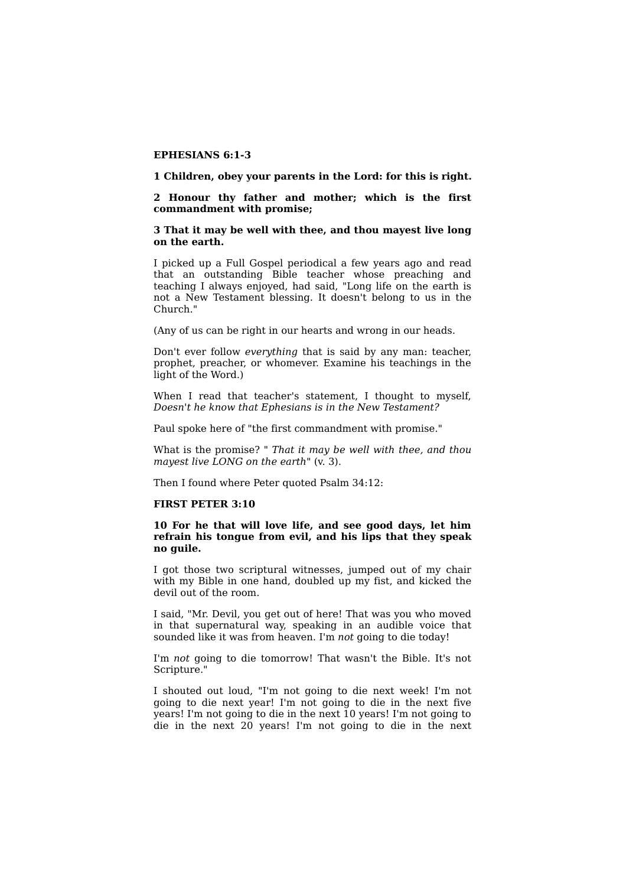**EPHESIANS 6:1-3**

**1 Children, obey your parents in the Lord: for this is right.**

**2 Honour thy father and mother; which is the first commandment with promise;**

**3 That it may be well with thee, and thou mayest live long on the earth.**

I picked up a Full Gospel periodical a few years ago and read that an outstanding Bible teacher whose preaching and teaching I always enjoyed, had said, "Long life on the earth is not a New Testament blessing. It doesn't belong to us in the Church."

(Any of us can be right in our hearts and wrong in our heads.

Don't ever follow *everything* that is said by any man: teacher, prophet, preacher, or whomever. Examine his teachings in the light of the Word.)

When I read that teacher's statement, I thought to myself, *Doesn't he know that Ephesians is in the New Testament?*

Paul spoke here of "the first commandment with promise."

What is the promise? " *That it may be well with thee, and thou mayest live LONG on the earth*" (v. 3).

Then I found where Peter quoted Psalm 34:12:

**FIRST PETER 3:10**

**10 For he that will love life, and see good days, let him refrain his tongue from evil, and his lips that they speak no guile.**

I got those two scriptural witnesses, jumped out of my chair with my Bible in one hand, doubled up my fist, and kicked the devil out of the room.

I said, "Mr. Devil, you get out of here! That was you who moved in that supernatural way, speaking in an audible voice that sounded like it was from heaven. I'm *not* going to die today!

I'm *not* going to die tomorrow! That wasn't the Bible. It's not Scripture."

I shouted out loud, "I'm not going to die next week! I'm not going to die next year! I'm not going to die in the next five years! I'm not going to die in the next 10 years! I'm not going to die in the next 20 years! I'm not going to die in the next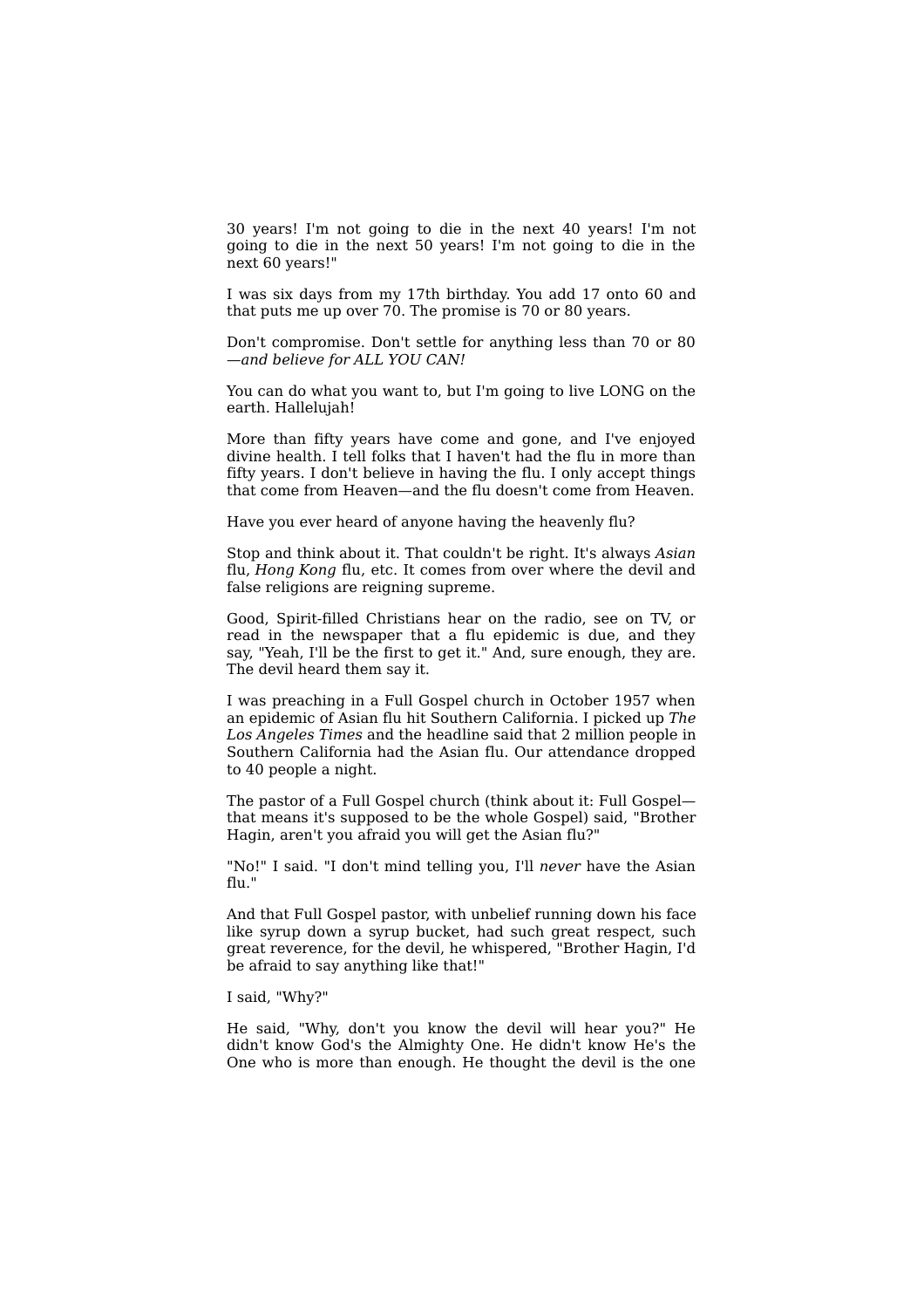30 years! I'm not going to die in the next 40 years! I'm not going to die in the next 50 years! I'm not going to die in the next 60 years!"

I was six days from my 17th birthday. You add 17 onto 60 and that puts me up over 70. The promise is 70 or 80 years.

Don't compromise. Don't settle for anything less than 70 or 80 —*and believe for ALL YOU CAN!*

You can do what you want to, but I'm going to live LONG on the earth. Hallelujah!

More than fifty years have come and gone, and I've enjoyed divine health. I tell folks that I haven't had the flu in more than fifty years. I don't believe in having the flu. I only accept things that come from Heaven—and the flu doesn't come from Heaven.

Have you ever heard of anyone having the heavenly flu?

Stop and think about it. That couldn't be right. It's always *Asian* flu, *Hong Kong* flu, etc. It comes from over where the devil and false religions are reigning supreme.

Good, Spirit-filled Christians hear on the radio, see on TV, or read in the newspaper that a flu epidemic is due, and they say, "Yeah, I'll be the first to get it." And, sure enough, they are. The devil heard them say it.

I was preaching in a Full Gospel church in October 1957 when an epidemic of Asian flu hit Southern California. I picked up *The Los Angeles Times* and the headline said that 2 million people in Southern California had the Asian flu. Our attendance dropped to 40 people a night.

The pastor of a Full Gospel church (think about it: Full Gospel—that means it's supposed to be the whole Gospel) said, "Brother Hagin, aren't you afraid you will get the Asian flu?"

"No!" I said. "I don't mind telling you, I'll *never* have the Asian flu."

And that Full Gospel pastor, with unbelief running down his face like syrup down a syrup bucket, had such great respect, such great reverence, for the devil, he whispered, "Brother Hagin, I'd be afraid to say anything like that!"

I said, "Why?"

He said, "Why, don't you know the devil will hear you?" He didn't know God's the Almighty One. He didn't know He's the One who is more than enough. He thought the devil is the one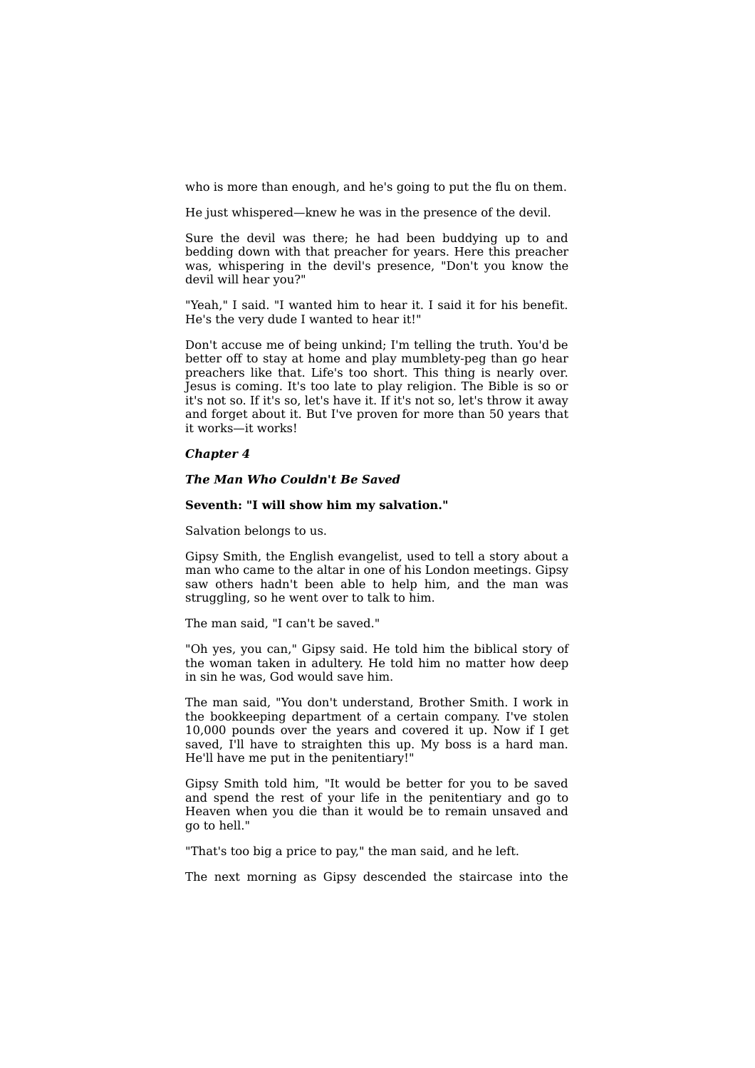who is more than enough, and he's going to put the flu on them.

He just whispered—knew he was in the presence of the devil.

Sure the devil was there; he had been buddying up to and bedding down with that preacher for years. Here this preacher was, whispering in the devil's presence, "Don't you know the devil will hear you?"

"Yeah," I said. "I wanted him to hear it. I said it for his benefit. He's the very dude I wanted to hear it!"

Don't accuse me of being unkind; I'm telling the truth. You'd be better off to stay at home and play mumblety-peg than go hear preachers like that. Life's too short. This thing is nearly over. Jesus is coming. It's too late to play religion. The Bible is so or it's not so. If it's so, let's have it. If it's not so, let's throw it away and forget about it. But I've proven for more than 50 years that it works—it works!

## *Chapter 4*

## *The Man Who Couldn't Be Saved*

### Seventh: "I will show him my salvation."

Salvation belongs to us.

Gipsy Smith, the English evangelist, used to tell a story about a man who came to the altar in one of his London meetings. Gipsy saw others hadn't been able to help him, and the man was struggling, so he went over to talk to him.

The man said, "I can't be saved."

"Oh yes, you can," Gipsy said. He told him the biblical story of the woman taken in adultery. He told him no matter how deep in sin he was, God would save him.

The man said, "You don't understand, Brother Smith. I work in the bookkeeping department of a certain company. I've stolen 10,000 pounds over the years and covered it up. Now if I get saved, I'll have to straighten this up. My boss is a hard man. He'll have me put in the penitentiary!"

Gipsy Smith told him, "It would be better for you to be saved and spend the rest of your life in the penitentiary and go to Heaven when you die than it would be to remain unsaved and go to hell."

"That's too big a price to pay," the man said, and he left.

The next morning as Gipsy descended the staircase into the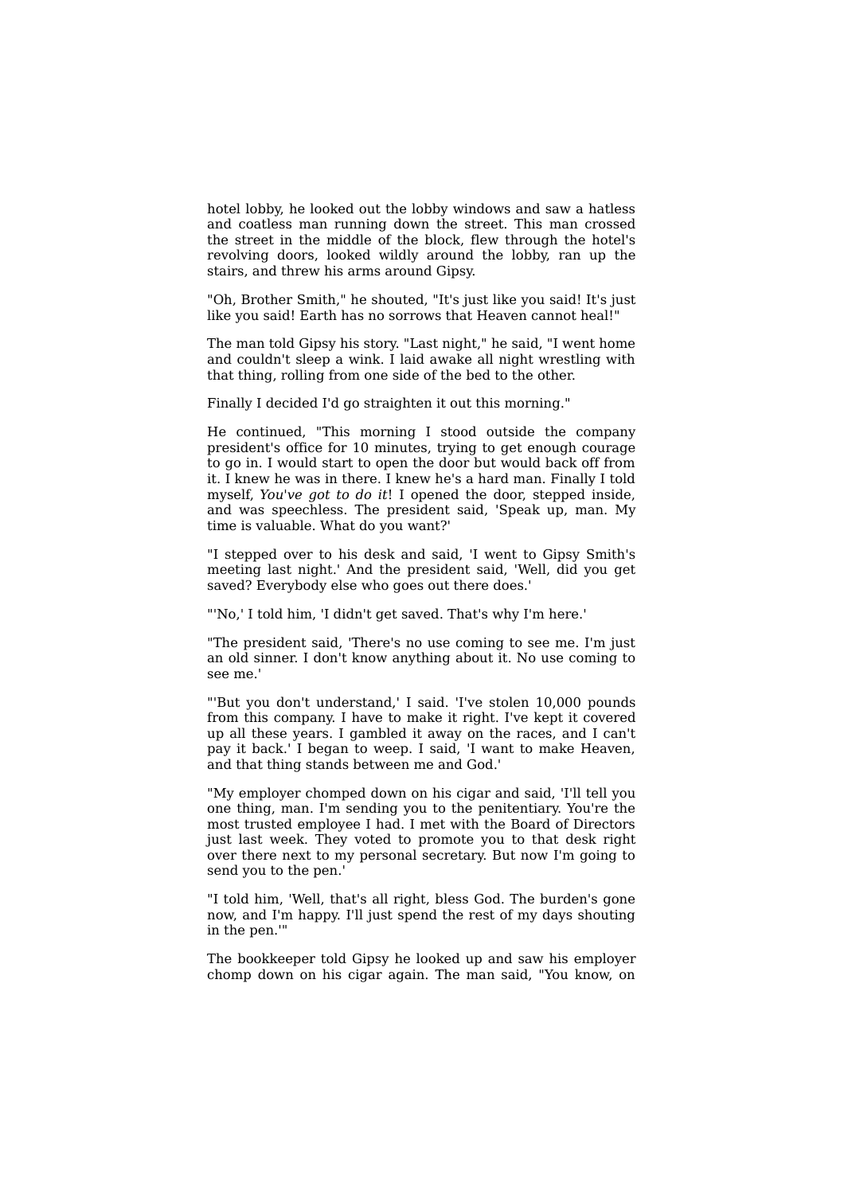hotel lobby, he looked out the lobby windows and saw a hatless and coatless man running down the street. This man crossed the street in the middle of the block, flew through the hotel's revolving doors, looked wildly around the lobby, ran up the stairs, and threw his arms around Gipsy.

"Oh, Brother Smith," he shouted, "It's just like you said! It's just like you said! Earth has no sorrows that Heaven cannot heal!"

The man told Gipsy his story. "Last night," he said, "I went home and couldn't sleep a wink. I laid awake all night wrestling with that thing, rolling from one side of the bed to the other.

Finally I decided I'd go straighten it out this morning."

He continued, "This morning I stood outside the company president's office for 10 minutes, trying to get enough courage to go in. I would start to open the door but would back off from it. I knew he was in there. I knew he's a hard man. Finally I told myself, *You've got to do it*! I opened the door, stepped inside, and was speechless. The president said, 'Speak up, man. My time is valuable. What do you want?'

"I stepped over to his desk and said, 'I went to Gipsy Smith's meeting last night.' And the president said, 'Well, did you get saved? Everybody else who goes out there does.'

"'No,' I told him, 'I didn't get saved. That's why I'm here.'

"The president said, 'There's no use coming to see me. I'm just an old sinner. I don't know anything about it. No use coming to see me.'

"'But you don't understand,' I said. 'I've stolen 10,000 pounds from this company. I have to make it right. I've kept it covered up all these years. I gambled it away on the races, and I can't pay it back.' I began to weep. I said, 'I want to make Heaven, and that thing stands between me and God.'

"My employer chomped down on his cigar and said, 'I'll tell you one thing, man. I'm sending you to the penitentiary. You're the most trusted employee I had. I met with the Board of Directors just last week. They voted to promote you to that desk right over there next to my personal secretary. But now I'm going to send you to the pen.'

"I told him, 'Well, that's all right, bless God. The burden's gone now, and I'm happy. I'll just spend the rest of my days shouting in the pen.'"

The bookkeeper told Gipsy he looked up and saw his employer chomp down on his cigar again. The man said, "You know, on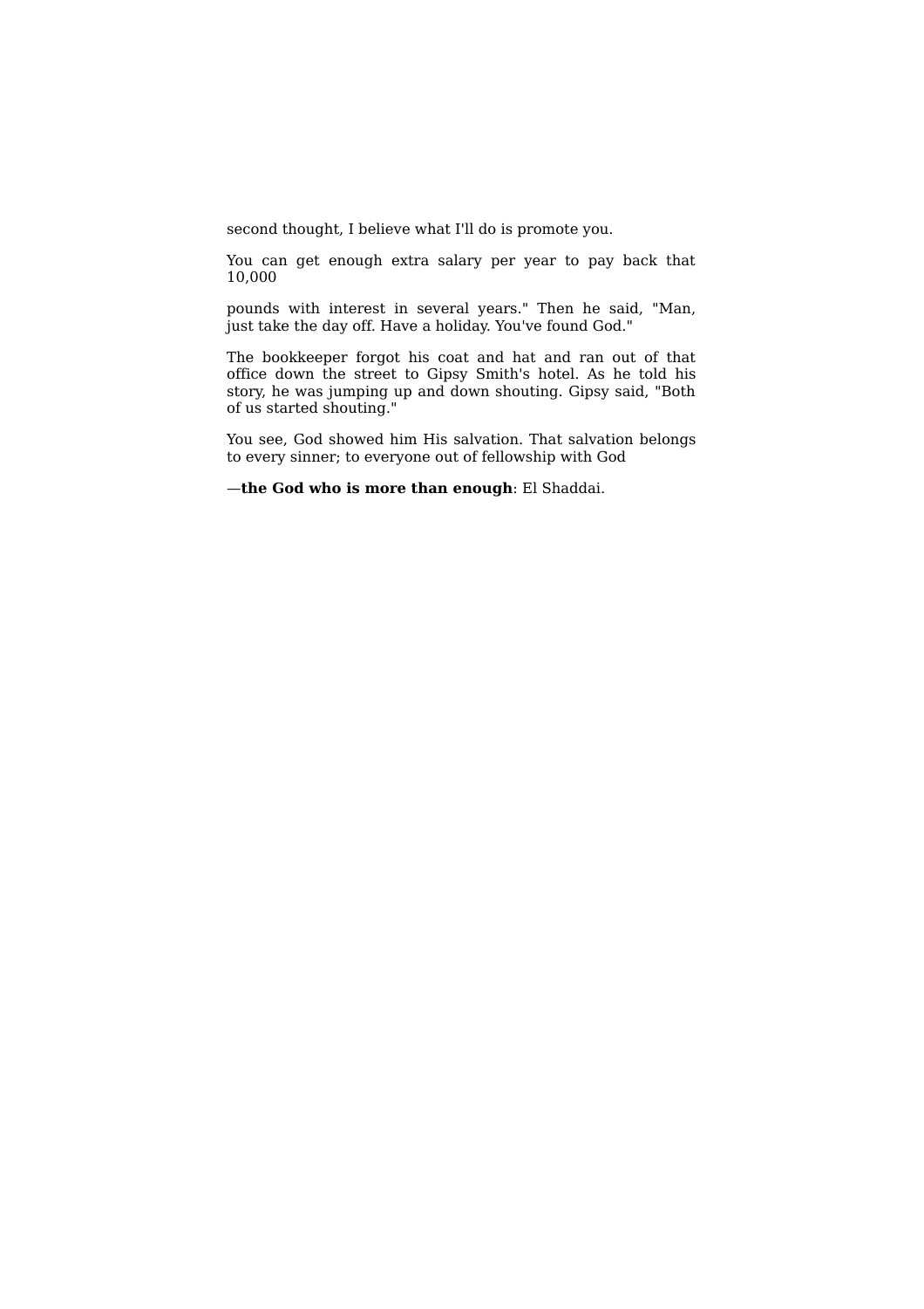second thought, I believe what I'll do is promote you.

You can get enough extra salary per year to pay back that 10,000 pounds with interest in several years." Then he said, "Man, just take the day off. Have a holiday. You've found God."

The bookkeeper forgot his coat and hat and ran out of that office down the street to Gipsy Smith's hotel. As he told his story, he was jumping up and down shouting. Gipsy said, "Both of us started shouting."

You see, God showed him His salvation. That salvation belongs to every sinner; to everyone out of fellowship with God —**the God who is more than enough**: El Shaddai.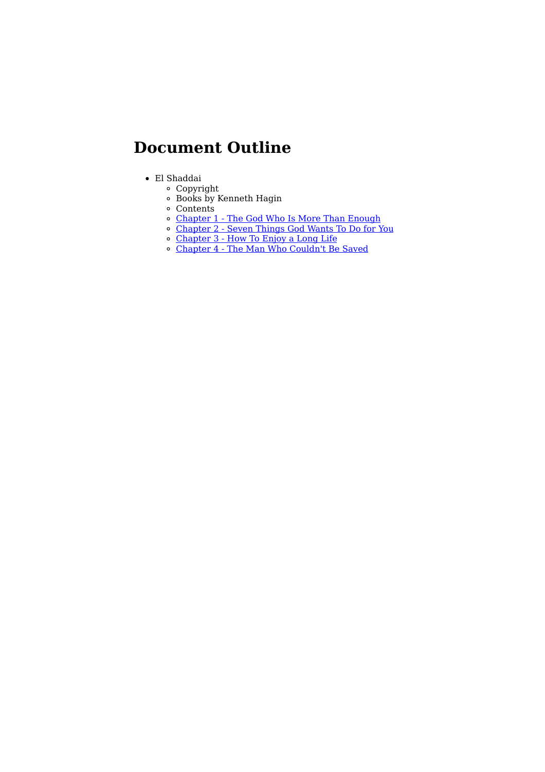# Document Outline

- El Shaddai
  - Copyright
  - Books by Kenneth Hagin
  - Contents
  - Chapter 1 - The God Who Is More Than Enough
  - Chapter 2 - Seven Things God Wants To Do for You
  - Chapter 3 - How To Enjoy a Long Life
  - Chapter 4 - The Man Who Couldn't Be Saved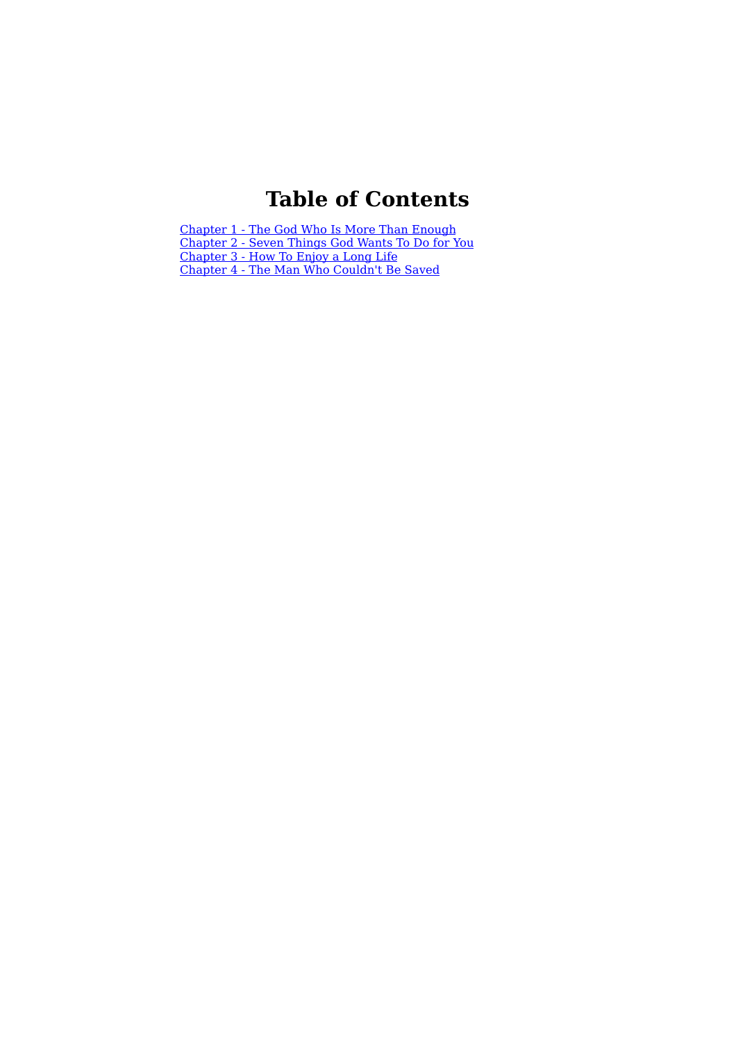# Table of Contents

Chapter 1 - The God Who Is More Than Enough
Chapter 2 - Seven Things God Wants To Do for You
Chapter 3 - How To Enjoy a Long Life
Chapter 4 - The Man Who Couldn't Be Saved